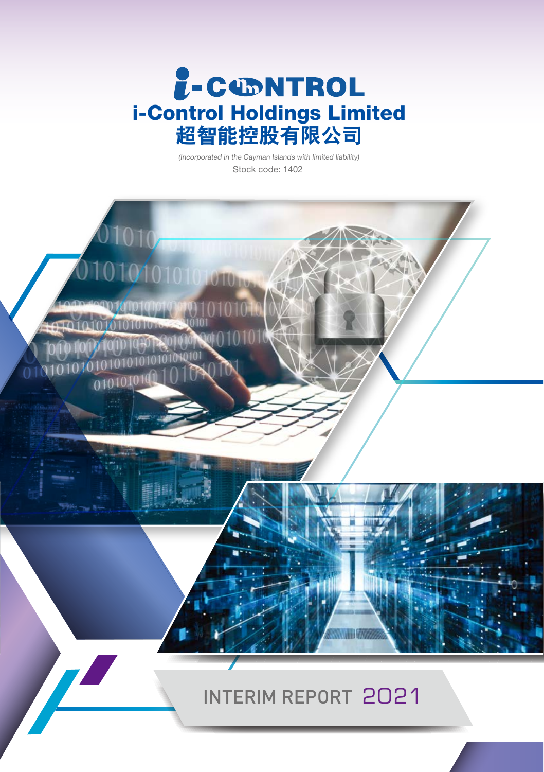# i-Control Holdings Limited
# 超智能控股有限公司

*(Incorporated in the Cayman Islands with limited liability)*

Stock code: 1402

INTERIM REPORT 2021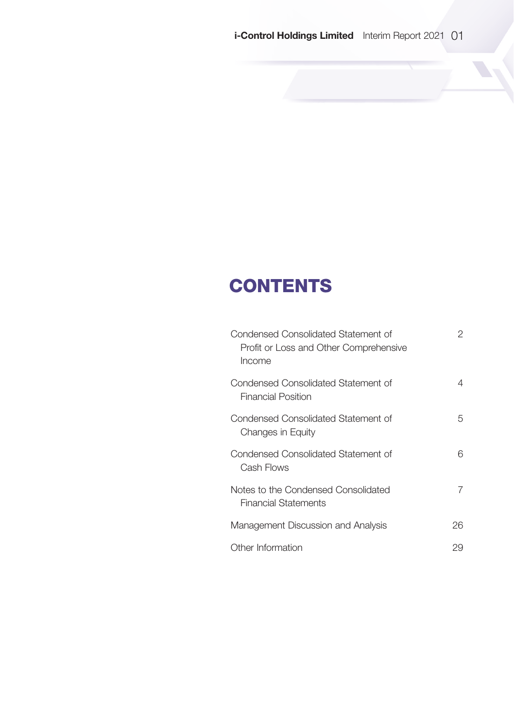# CONTENTS

| | |
|---|---|
| Condensed Consolidated Statement of Profit or Loss and Other Comprehensive Income | 2 |
| Condensed Consolidated Statement of Financial Position | 4 |
| Condensed Consolidated Statement of Changes in Equity | 5 |
| Condensed Consolidated Statement of Cash Flows | 6 |
| Notes to the Condensed Consolidated Financial Statements | 7 |
| Management Discussion and Analysis | 26 |
| Other Information | 29 |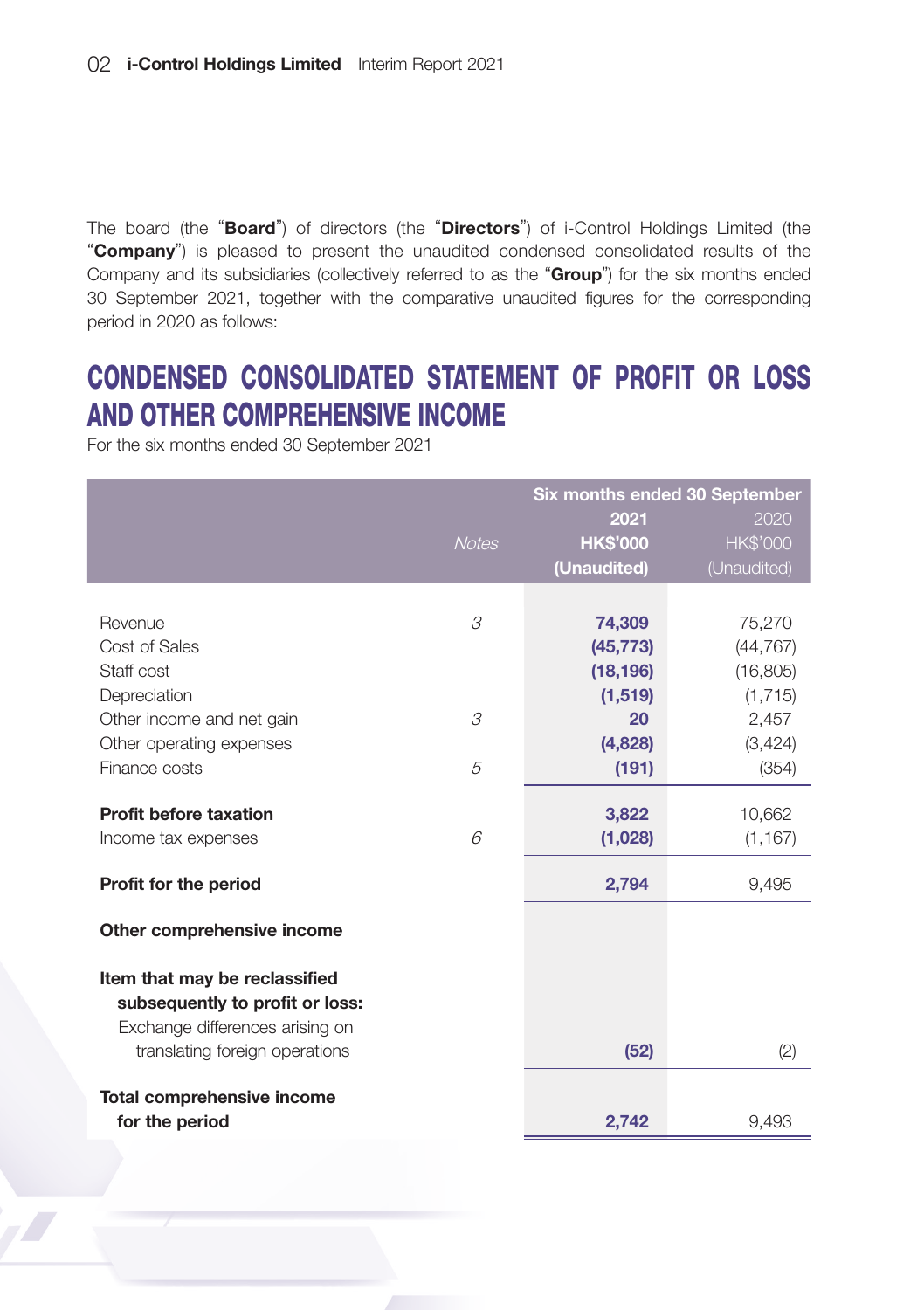The board (the "**Board**") of directors (the "**Directors**") of i-Control Holdings Limited (the "**Company**") is pleased to present the unaudited condensed consolidated results of the Company and its subsidiaries (collectively referred to as the "**Group**") for the six months ended 30 September 2021, together with the comparative unaudited figures for the corresponding period in 2020 as follows:

# CONDENSED CONSOLIDATED STATEMENT OF PROFIT OR LOSS AND OTHER COMPREHENSIVE INCOME

For the six months ended 30 September 2021

| | *Notes* | **Six months ended 30 September** | |
|---|---|---|---|
| | | **2021** | 2020 |
| | | **HK$'000** | HK$'000 |
| | | **(Unaudited)** | (Unaudited) |
| Revenue | *3* | **74,309** | 75,270 |
| Cost of Sales | | **(45,773)** | (44,767) |
| Staff cost | | **(18,196)** | (16,805) |
| Depreciation | | **(1,519)** | (1,715) |
| Other income and net gain | *3* | **20** | 2,457 |
| Other operating expenses | | **(4,828)** | (3,424) |
| Finance costs | *5* | **(191)** | (354) |
| **Profit before taxation** | | **3,822** | 10,662 |
| Income tax expenses | *6* | **(1,028)** | (1,167) |
| **Profit for the period** | | **2,794** | 9,495 |
| **Other comprehensive income** | | | |
| **Item that may be reclassified subsequently to profit or loss:** | | | |
| Exchange differences arising on translating foreign operations | | **(52)** | (2) |
| **Total comprehensive income for the period** | | **2,742** | 9,493 |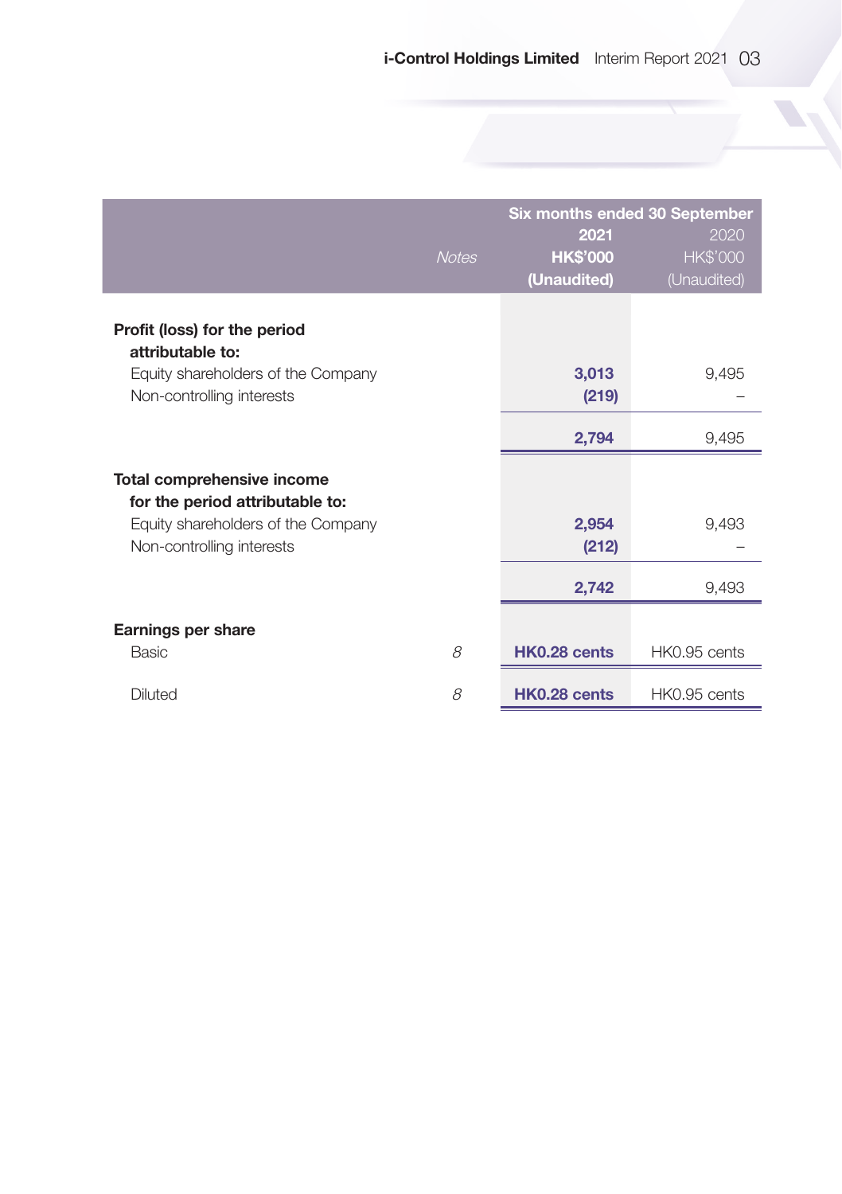| | Notes | Six months ended 30 September 2021 HK$'000 (Unaudited) | 2020 HK$'000 (Unaudited) |
|---|---|---|---|
| **Profit (loss) for the period attributable to:** | | | |
| Equity shareholders of the Company | | **3,013** | 9,495 |
| Non-controlling interests | | **(219)** | – |
| | | **2,794** | 9,495 |
| **Total comprehensive income for the period attributable to:** | | | |
| Equity shareholders of the Company | | **2,954** | 9,493 |
| Non-controlling interests | | **(212)** | – |
| | | **2,742** | 9,493 |
| **Earnings per share** | | | |
| Basic | *8* | **HK0.28 cents** | HK0.95 cents |
| Diluted | *8* | **HK0.28 cents** | HK0.95 cents |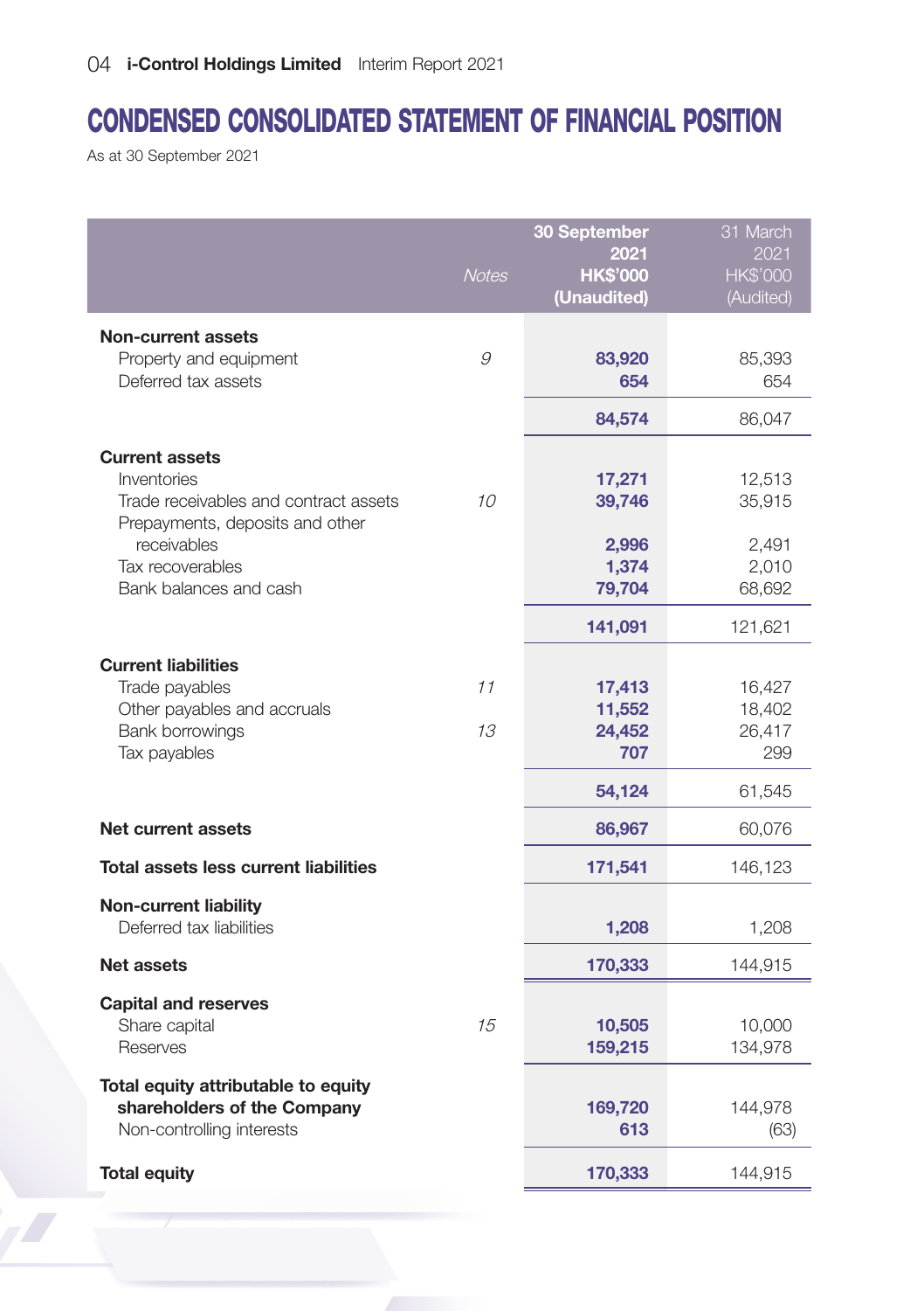# CONDENSED CONSOLIDATED STATEMENT OF FINANCIAL POSITION

As at 30 September 2021

| | Notes | 30 September 2021 HK$'000 (Unaudited) | 31 March 2021 HK$'000 (Audited) |
|---|---|---|---|
| **Non-current assets** | | | |
| Property and equipment | 9 | 83,920 | 85,393 |
| Deferred tax assets | | 654 | 654 |
| | | 84,574 | 86,047 |
| **Current assets** | | | |
| Inventories | | 17,271 | 12,513 |
| Trade receivables and contract assets | 10 | 39,746 | 35,915 |
| Prepayments, deposits and other receivables | | 2,996 | 2,491 |
| Tax recoverables | | 1,374 | 2,010 |
| Bank balances and cash | | 79,704 | 68,692 |
| | | 141,091 | 121,621 |
| **Current liabilities** | | | |
| Trade payables | 11 | 17,413 | 16,427 |
| Other payables and accruals | | 11,552 | 18,402 |
| Bank borrowings | 13 | 24,452 | 26,417 |
| Tax payables | | 707 | 299 |
| | | 54,124 | 61,545 |
| **Net current assets** | | 86,967 | 60,076 |
| **Total assets less current liabilities** | | 171,541 | 146,123 |
| **Non-current liability** | | | |
| Deferred tax liabilities | | 1,208 | 1,208 |
| **Net assets** | | 170,333 | 144,915 |
| **Capital and reserves** | | | |
| Share capital | 15 | 10,505 | 10,000 |
| Reserves | | 159,215 | 134,978 |
| **Total equity attributable to equity shareholders of the Company** | | 169,720 | 144,978 |
| Non-controlling interests | | 613 | (63) |
| **Total equity** | | 170,333 | 144,915 |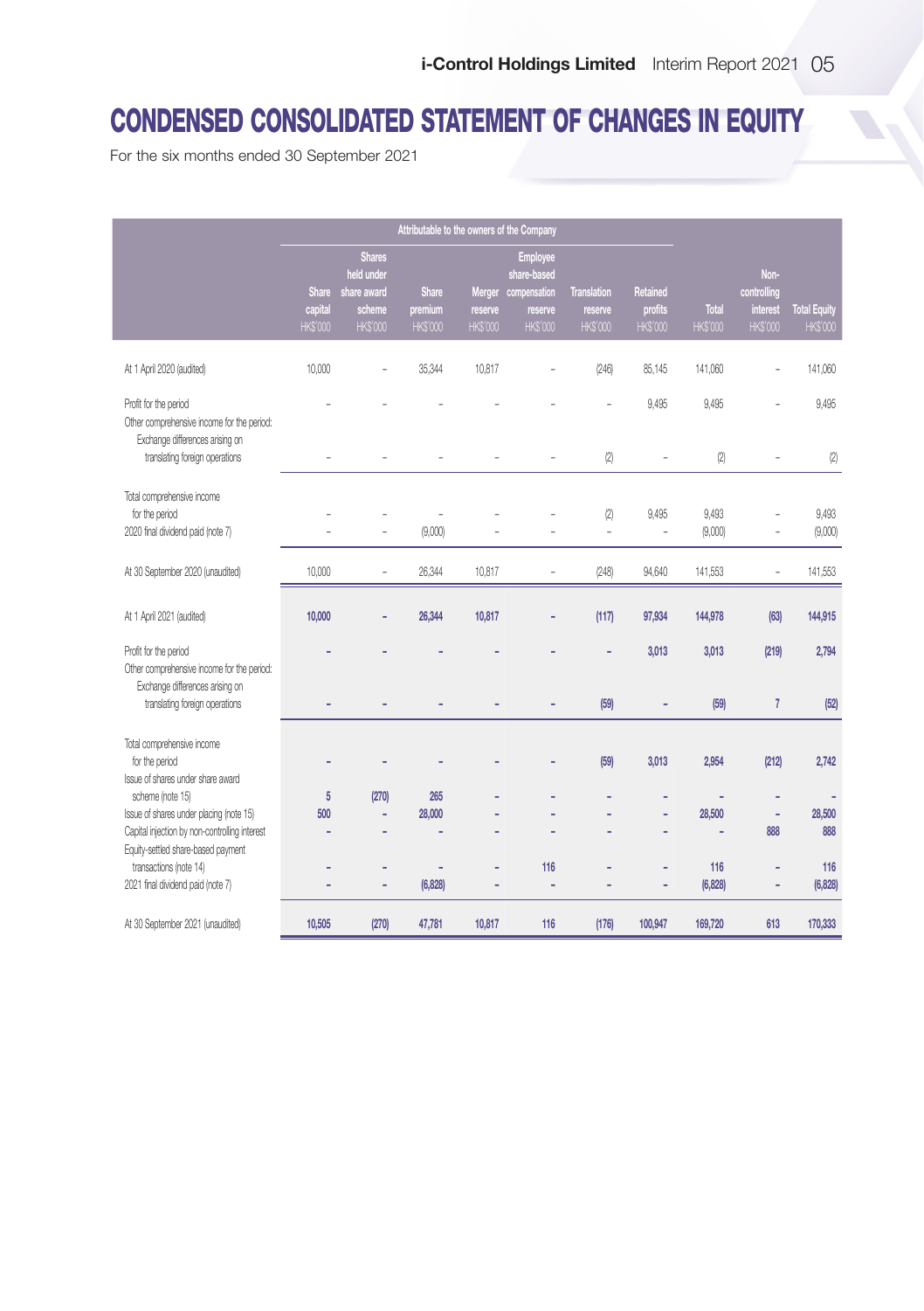# CONDENSED CONSOLIDATED STATEMENT OF CHANGES IN EQUITY

For the six months ended 30 September 2021

| | Attributable to the owners of the Company | | | | | | | | | |
|---|---|---|---|---|---|---|---|---|---|---|
| | Share capital HK$'000 | Shares held under share award scheme HK$'000 | Share premium HK$'000 | Merger reserve HK$'000 | Employee share-based compensation reserve HK$'000 | Translation reserve HK$'000 | Retained profits HK$'000 | Total HK$'000 | Non-controlling interest HK$'000 | Total Equity HK$'000 |
| At 1 April 2020 (audited) | 10,000 | – | 35,344 | 10,817 | – | (246) | 85,145 | 141,060 | – | 141,060 |
| Profit for the period | – | – | – | – | – | – | 9,495 | 9,495 | – | 9,495 |
| Other comprehensive income for the period: Exchange differences arising on translating foreign operations | – | – | – | – | – | (2) | – | (2) | – | (2) |
| Total comprehensive income for the period | – | – | – | – | – | (2) | 9,495 | 9,493 | – | 9,493 |
| 2020 final dividend paid (note 7) | – | – | (9,000) | – | – | – | – | (9,000) | – | (9,000) |
| At 30 September 2020 (unaudited) | 10,000 | – | 26,344 | 10,817 | – | (248) | 94,640 | 141,553 | – | 141,553 |
| **At 1 April 2021 (audited)** | **10,000** | **–** | **26,344** | **10,817** | **–** | **(117)** | **97,934** | **144,978** | **(63)** | **144,915** |
| **Profit for the period** | **–** | **–** | **–** | **–** | **–** | **–** | **3,013** | **3,013** | **(219)** | **2,794** |
| **Other comprehensive income for the period: Exchange differences arising on translating foreign operations** | **–** | **–** | **–** | **–** | **–** | **(59)** | **–** | **(59)** | **7** | **(52)** |
| **Total comprehensive income for the period** | **–** | **–** | **–** | **–** | **–** | **(59)** | **3,013** | **2,954** | **(212)** | **2,742** |
| **Issue of shares under share award scheme (note 15)** | **5** | **(270)** | **265** | **–** | **–** | **–** | **–** | **–** | **–** | **–** |
| **Issue of shares under placing (note 15)** | **500** | **–** | **28,000** | **–** | **–** | **–** | **–** | **28,500** | **–** | **28,500** |
| **Capital injection by non-controlling interest** | **–** | **–** | **–** | **–** | **–** | **–** | **–** | **–** | **888** | **888** |
| **Equity-settled share-based payment transactions (note 14)** | **–** | **–** | **–** | **–** | **116** | **–** | **–** | **116** | **–** | **116** |
| **2021 final dividend paid (note 7)** | **–** | **–** | **(6,828)** | **–** | **–** | **–** | **–** | **(6,828)** | **–** | **(6,828)** |
| **At 30 September 2021 (unaudited)** | **10,505** | **(270)** | **47,781** | **10,817** | **116** | **(176)** | **100,947** | **169,720** | **613** | **170,333** |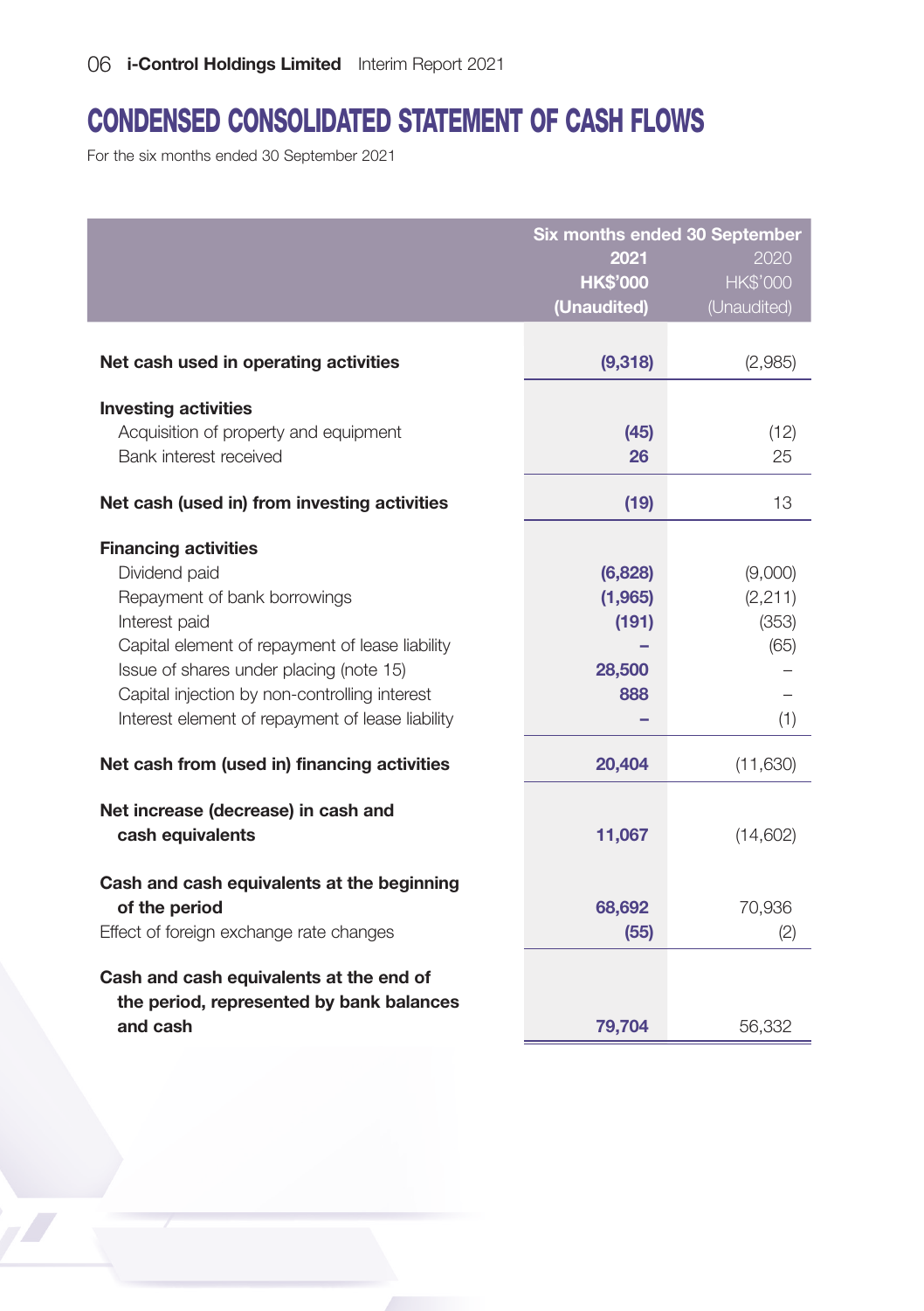# CONDENSED CONSOLIDATED STATEMENT OF CASH FLOWS

For the six months ended 30 September 2021

| | Six months ended 30 September | |
|---|---|---|
| | **2021** | 2020 |
| | **HK$'000** | HK$'000 |
| | **(Unaudited)** | (Unaudited) |
| **Net cash used in operating activities** | **(9,318)** | (2,985) |
| **Investing activities** | | |
| Acquisition of property and equipment | **(45)** | (12) |
| Bank interest received | **26** | 25 |
| **Net cash (used in) from investing activities** | **(19)** | 13 |
| **Financing activities** | | |
| Dividend paid | **(6,828)** | (9,000) |
| Repayment of bank borrowings | **(1,965)** | (2,211) |
| Interest paid | **(191)** | (353) |
| Capital element of repayment of lease liability | **–** | (65) |
| Issue of shares under placing (note 15) | **28,500** | – |
| Capital injection by non-controlling interest | **888** | – |
| Interest element of repayment of lease liability | **–** | (1) |
| **Net cash from (used in) financing activities** | **20,404** | (11,630) |
| **Net increase (decrease) in cash and cash equivalents** | **11,067** | (14,602) |
| **Cash and cash equivalents at the beginning of the period** | **68,692** | 70,936 |
| Effect of foreign exchange rate changes | **(55)** | (2) |
| **Cash and cash equivalents at the end of the period, represented by bank balances and cash** | **79,704** | 56,332 |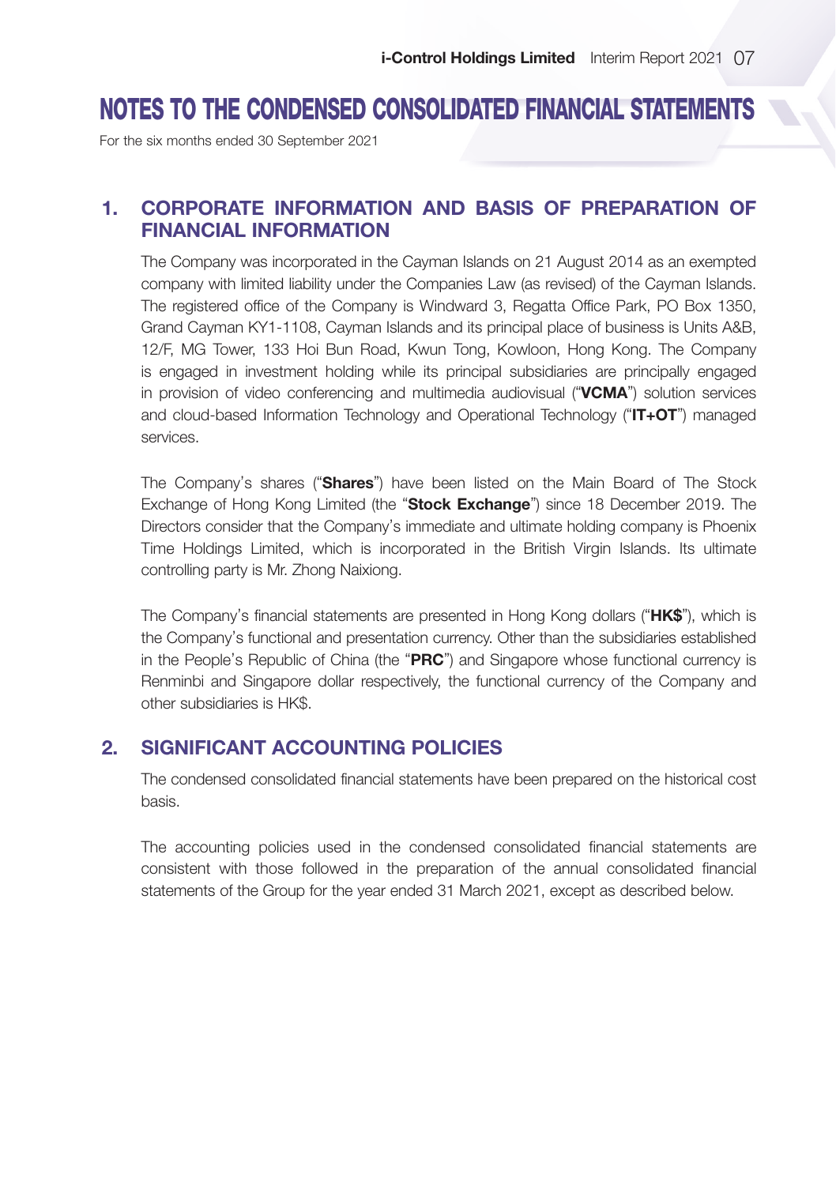# NOTES TO THE CONDENSED CONSOLIDATED FINANCIAL STATEMENTS

For the six months ended 30 September 2021

## 1. CORPORATE INFORMATION AND BASIS OF PREPARATION OF FINANCIAL INFORMATION

The Company was incorporated in the Cayman Islands on 21 August 2014 as an exempted company with limited liability under the Companies Law (as revised) of the Cayman Islands. The registered office of the Company is Windward 3, Regatta Office Park, PO Box 1350, Grand Cayman KY1-1108, Cayman Islands and its principal place of business is Units A&B, 12/F, MG Tower, 133 Hoi Bun Road, Kwun Tong, Kowloon, Hong Kong. The Company is engaged in investment holding while its principal subsidiaries are principally engaged in provision of video conferencing and multimedia audiovisual ("**VCMA**") solution services and cloud-based Information Technology and Operational Technology ("**IT+OT**") managed services.

The Company's shares ("**Shares**") have been listed on the Main Board of The Stock Exchange of Hong Kong Limited (the "**Stock Exchange**") since 18 December 2019. The Directors consider that the Company's immediate and ultimate holding company is Phoenix Time Holdings Limited, which is incorporated in the British Virgin Islands. Its ultimate controlling party is Mr. Zhong Naixiong.

The Company's financial statements are presented in Hong Kong dollars ("**HK$**"), which is the Company's functional and presentation currency. Other than the subsidiaries established in the People's Republic of China (the "**PRC**") and Singapore whose functional currency is Renminbi and Singapore dollar respectively, the functional currency of the Company and other subsidiaries is HK$.

## 2. SIGNIFICANT ACCOUNTING POLICIES

The condensed consolidated financial statements have been prepared on the historical cost basis.

The accounting policies used in the condensed consolidated financial statements are consistent with those followed in the preparation of the annual consolidated financial statements of the Group for the year ended 31 March 2021, except as described below.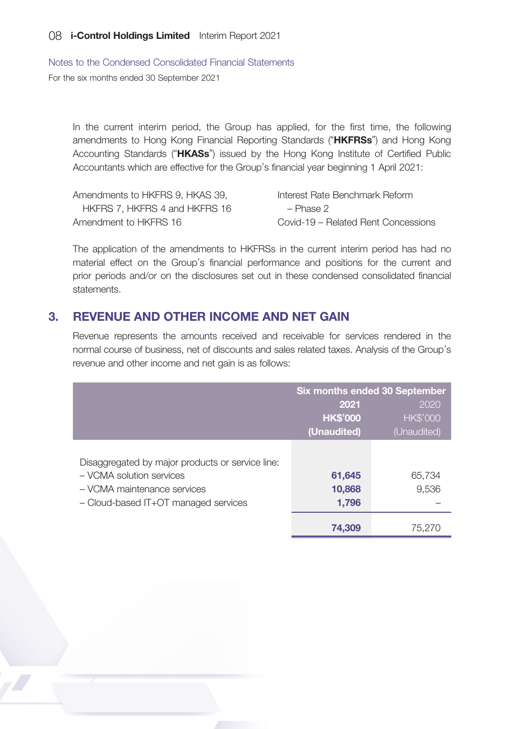In the current interim period, the Group has applied, for the first time, the following amendments to Hong Kong Financial Reporting Standards ("**HKFRSs**") and Hong Kong Accounting Standards ("**HKASs**") issued by the Hong Kong Institute of Certified Public Accountants which are effective for the Group's financial year beginning 1 April 2021:

| | |
|---|---|
| Amendments to HKFRS 9, HKAS 39, HKFRS 7, HKFRS 4 and HKFRS 16 | Interest Rate Benchmark Reform – Phase 2 |
| Amendment to HKFRS 16 | Covid-19 – Related Rent Concessions |

The application of the amendments to HKFRSs in the current interim period has had no material effect on the Group's financial performance and positions for the current and prior periods and/or on the disclosures set out in these condensed consolidated financial statements.

## 3. REVENUE AND OTHER INCOME AND NET GAIN

Revenue represents the amounts received and receivable for services rendered in the normal course of business, net of discounts and sales related taxes. Analysis of the Group's revenue and other income and net gain is as follows:

| | Six months ended 30 September | |
|---|---|---|
| | **2021** | 2020 |
| | **HK$'000** | HK$'000 |
| | **(Unaudited)** | (Unaudited) |
| Disaggregated by major products or service line: | | |
| – VCMA solution services | **61,645** | 65,734 |
| – VCMA maintenance services | **10,868** | 9,536 |
| – Cloud-based IT+OT managed services | **1,796** | – |
| | **74,309** | 75,270 |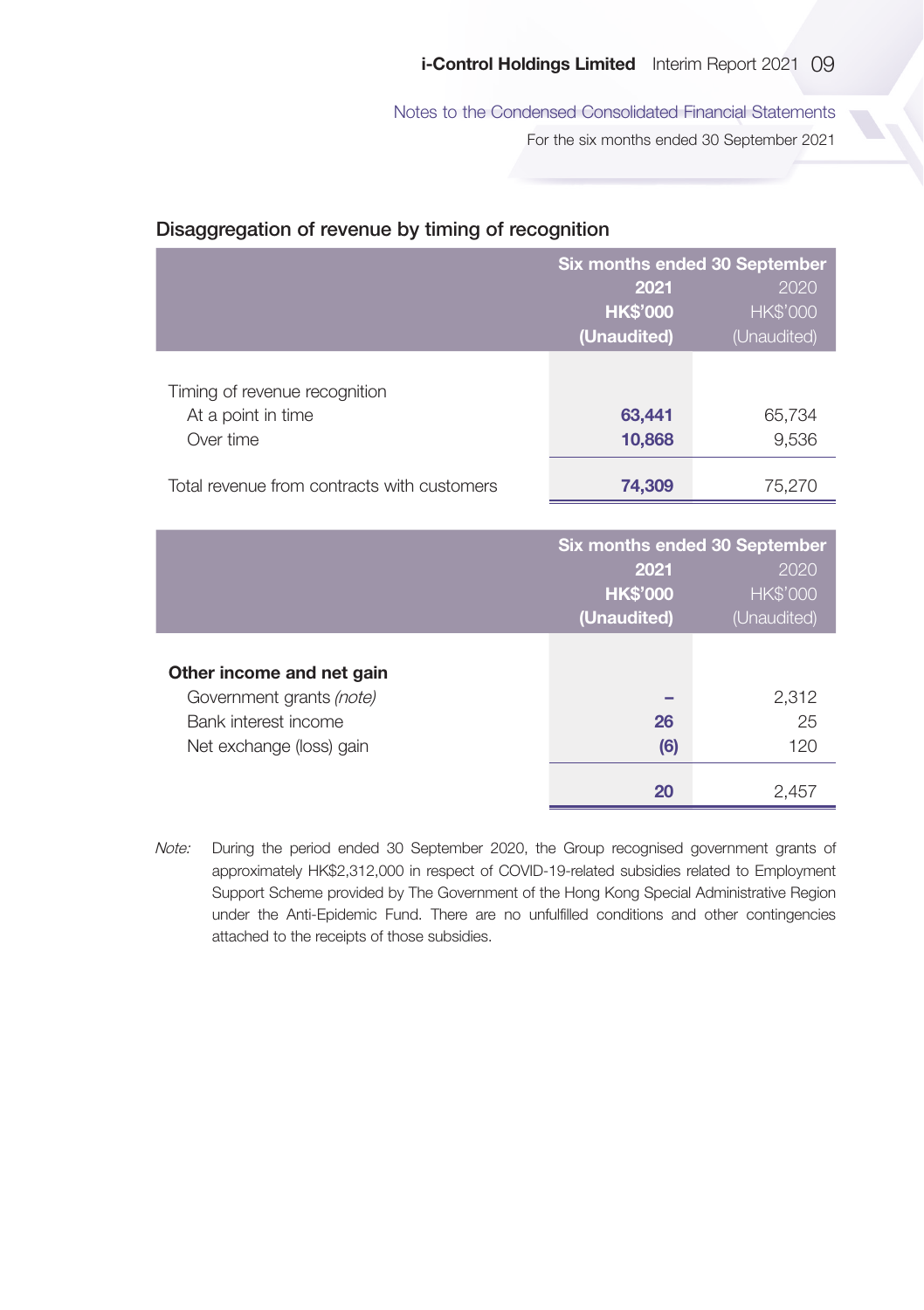## Disaggregation of revenue by timing of recognition

| | Six months ended 30 September | |
|---|---|---|
| | **2021** | 2020 |
| | **HK$'000** | HK$'000 |
| | **(Unaudited)** | (Unaudited) |
| Timing of revenue recognition | | |
| At a point in time | **63,441** | 65,734 |
| Over time | **10,868** | 9,536 |
| Total revenue from contracts with customers | **74,309** | 75,270 |

| | Six months ended 30 September | |
|---|---|---|
| | **2021** | 2020 |
| | **HK$'000** | HK$'000 |
| | **(Unaudited)** | (Unaudited) |
| **Other income and net gain** | | |
| Government grants *(note)* | **–** | 2,312 |
| Bank interest income | **26** | 25 |
| Net exchange (loss) gain | **(6)** | 120 |
| | **20** | 2,457 |

*Note:* During the period ended 30 September 2020, the Group recognised government grants of approximately HK$2,312,000 in respect of COVID-19-related subsidies related to Employment Support Scheme provided by The Government of the Hong Kong Special Administrative Region under the Anti-Epidemic Fund. There are no unfulfilled conditions and other contingencies attached to the receipts of those subsidies.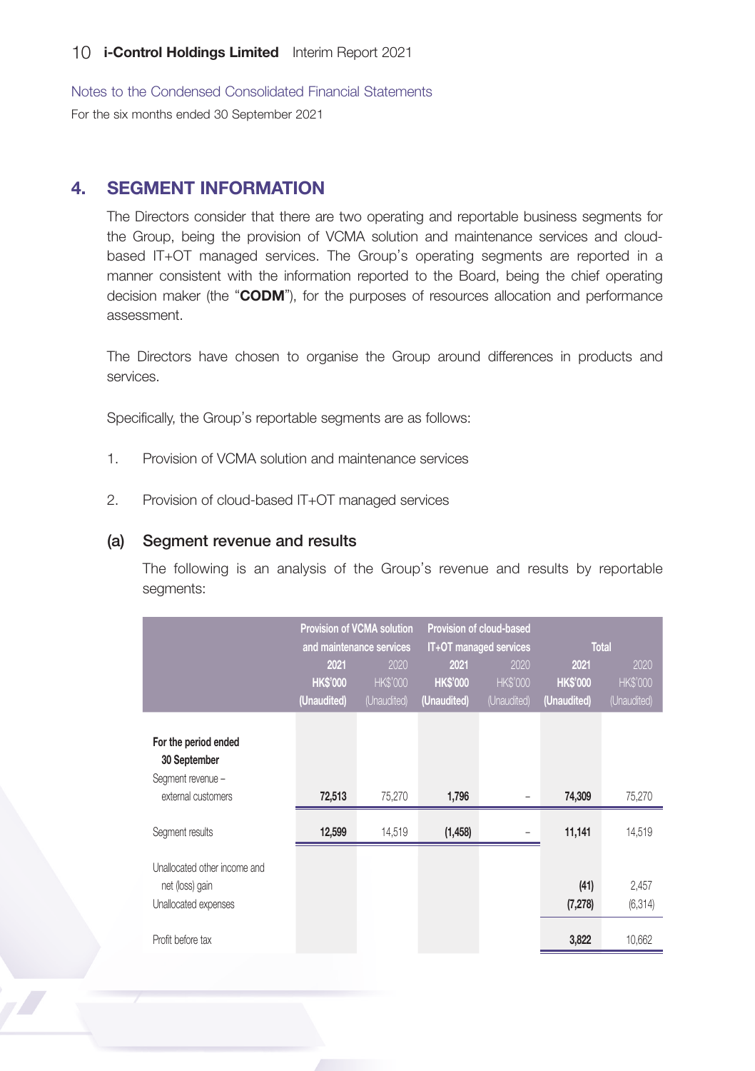Notes to the Condensed Consolidated Financial Statements

For the six months ended 30 September 2021

## 4. SEGMENT INFORMATION

The Directors consider that there are two operating and reportable business segments for the Group, being the provision of VCMA solution and maintenance services and cloud-based IT+OT managed services. The Group's operating segments are reported in a manner consistent with the information reported to the Board, being the chief operating decision maker (the "**CODM**"), for the purposes of resources allocation and performance assessment.

The Directors have chosen to organise the Group around differences in products and services.

Specifically, the Group's reportable segments are as follows:

1. Provision of VCMA solution and maintenance services

2. Provision of cloud-based IT+OT managed services

### (a) Segment revenue and results

The following is an analysis of the Group's revenue and results by reportable segments:

| | Provision of VCMA solution and maintenance services | | Provision of cloud-based IT+OT managed services | | Total | |
|---|---|---|---|---|---|---|
| | **2021** | 2020 | **2021** | 2020 | **2021** | 2020 |
| | **HK$'000** | HK$'000 | **HK$'000** | HK$'000 | **HK$'000** | HK$'000 |
| | **(Unaudited)** | (Unaudited) | **(Unaudited)** | (Unaudited) | **(Unaudited)** | (Unaudited) |
| **For the period ended 30 September** | | | | | | |
| Segment revenue – external customers | **72,513** | 75,270 | **1,796** | – | **74,309** | 75,270 |
| Segment results | **12,599** | 14,519 | **(1,458)** | – | **11,141** | 14,519 |
| Unallocated other income and net (loss) gain | | | | | **(41)** | 2,457 |
| Unallocated expenses | | | | | **(7,278)** | (6,314) |
| Profit before tax | | | | | **3,822** | 10,662 |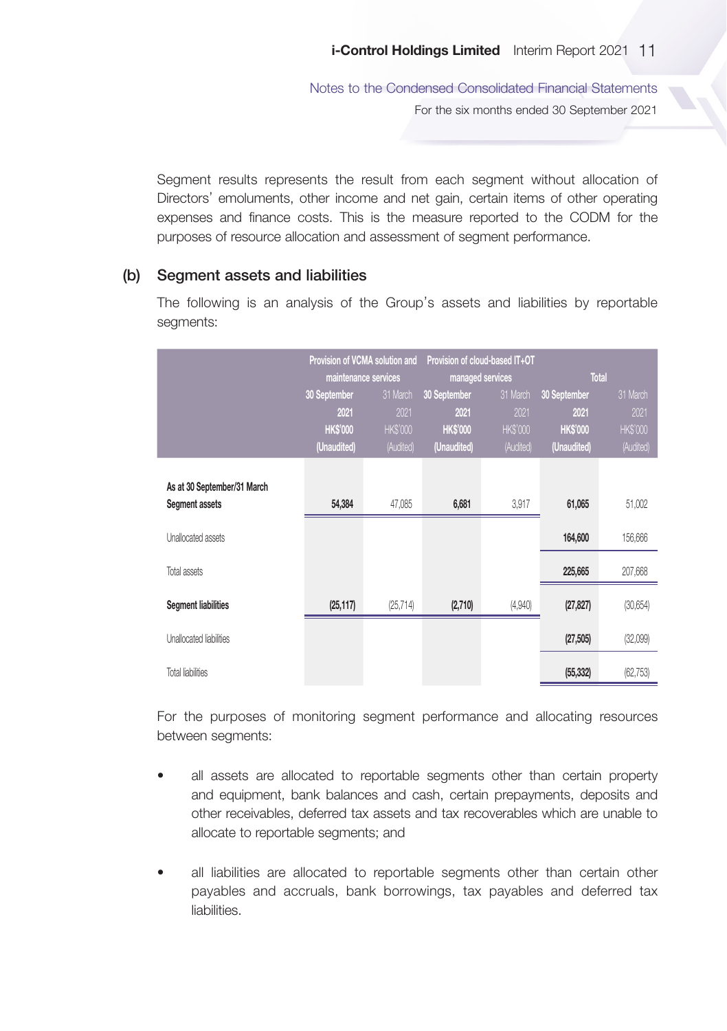Segment results represents the result from each segment without allocation of Directors' emoluments, other income and net gain, certain items of other operating expenses and finance costs. This is the measure reported to the CODM for the purposes of resource allocation and assessment of segment performance.

## (b) Segment assets and liabilities

The following is an analysis of the Group's assets and liabilities by reportable segments:

| | Provision of VCMA solution and maintenance services | | Provision of cloud-based IT+OT managed services | | Total | |
|---|---|---|---|---|---|---|
| | 30 September 2021 HK$'000 (Unaudited) | 31 March 2021 HK$'000 (Audited) | 30 September 2021 HK$'000 (Unaudited) | 31 March 2021 HK$'000 (Audited) | 30 September 2021 HK$'000 (Unaudited) | 31 March 2021 HK$'000 (Audited) |
| **As at 30 September/31 March** | | | | | | |
| **Segment assets** | **54,384** | 47,085 | **6,681** | 3,917 | **61,065** | 51,002 |
| Unallocated assets | | | | | **164,600** | 156,666 |
| Total assets | | | | | **225,665** | 207,668 |
| **Segment liabilities** | **(25,117)** | (25,714) | **(2,710)** | (4,940) | **(27,827)** | (30,654) |
| Unallocated liabilities | | | | | **(27,505)** | (32,099) |
| Total liabilities | | | | | **(55,332)** | (62,753) |

For the purposes of monitoring segment performance and allocating resources between segments:

- all assets are allocated to reportable segments other than certain property and equipment, bank balances and cash, certain prepayments, deposits and other receivables, deferred tax assets and tax recoverables which are unable to allocate to reportable segments; and

- all liabilities are allocated to reportable segments other than certain other payables and accruals, bank borrowings, tax payables and deferred tax liabilities.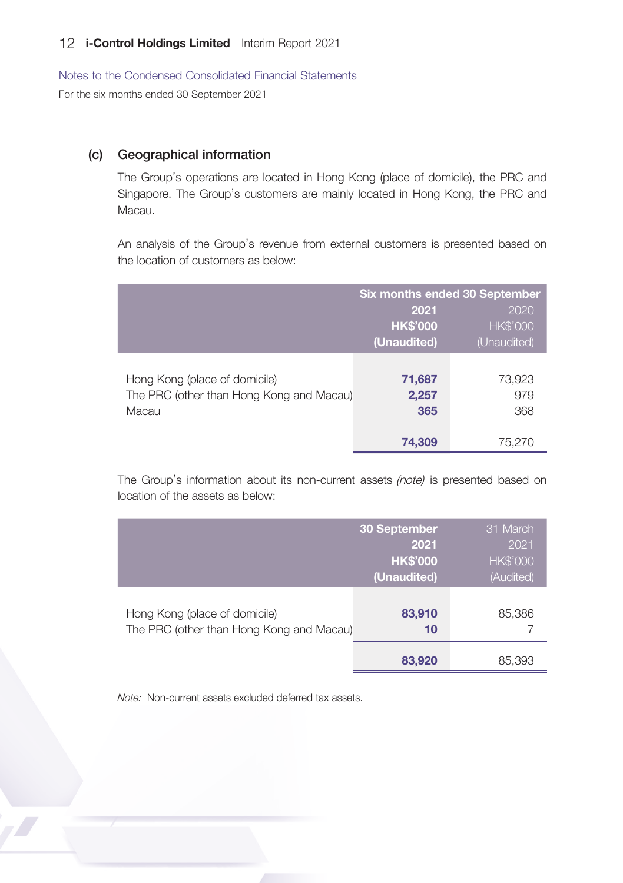Notes to the Condensed Consolidated Financial Statements

For the six months ended 30 September 2021

### (c) Geographical information

The Group's operations are located in Hong Kong (place of domicile), the PRC and Singapore. The Group's customers are mainly located in Hong Kong, the PRC and Macau.

An analysis of the Group's revenue from external customers is presented based on the location of customers as below:

| | Six months ended 30 September | |
|---|---|---|
| | **2021** | 2020 |
| | **HK$'000** | HK$'000 |
| | **(Unaudited)** | (Unaudited) |
| Hong Kong (place of domicile) | **71,687** | 73,923 |
| The PRC (other than Hong Kong and Macau) | **2,257** | 979 |
| Macau | **365** | 368 |
| | **74,309** | 75,270 |

The Group's information about its non-current assets *(note)* is presented based on location of the assets as below:

| | **30 September 2021** | 31 March 2021 |
|---|---|---|
| | **HK$'000** | HK$'000 |
| | **(Unaudited)** | (Audited) |
| Hong Kong (place of domicile) | **83,910** | 85,386 |
| The PRC (other than Hong Kong and Macau) | **10** | 7 |
| | **83,920** | 85,393 |

*Note:* Non-current assets excluded deferred tax assets.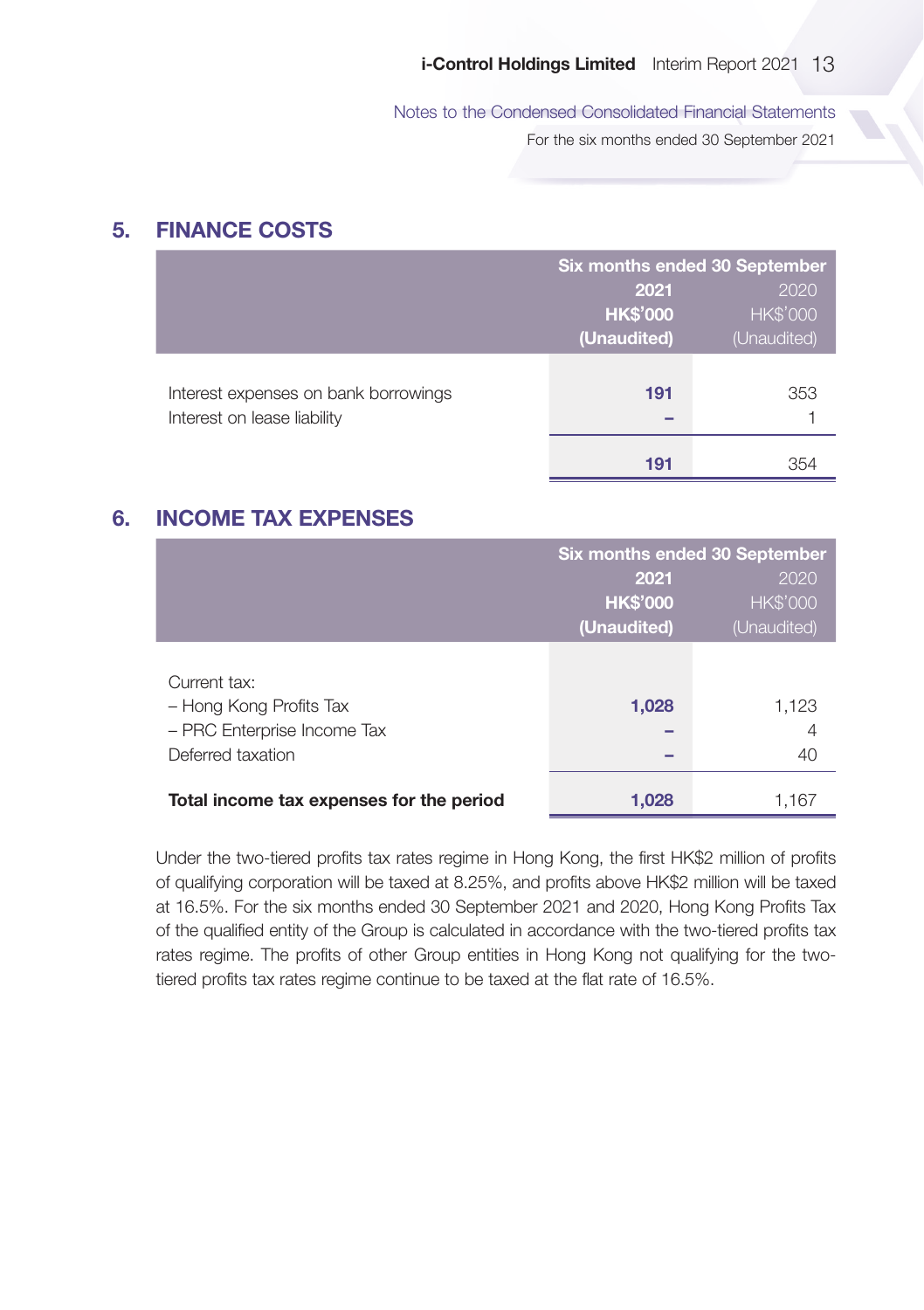## 5. FINANCE COSTS

| | Six months ended 30 September | |
|---|---|---|
| | **2021** | 2020 |
| | **HK$'000** | HK$'000 |
| | **(Unaudited)** | (Unaudited) |
| Interest expenses on bank borrowings | **191** | 353 |
| Interest on lease liability | **–** | 1 |
| | **191** | 354 |

## 6. INCOME TAX EXPENSES

| | Six months ended 30 September | |
|---|---|---|
| | **2021** | 2020 |
| | **HK$'000** | HK$'000 |
| | **(Unaudited)** | (Unaudited) |
| Current tax: | | |
| – Hong Kong Profits Tax | **1,028** | 1,123 |
| – PRC Enterprise Income Tax | **–** | 4 |
| Deferred taxation | **–** | 40 |
| **Total income tax expenses for the period** | **1,028** | 1,167 |

Under the two-tiered profits tax rates regime in Hong Kong, the first HK$2 million of profits of qualifying corporation will be taxed at 8.25%, and profits above HK$2 million will be taxed at 16.5%. For the six months ended 30 September 2021 and 2020, Hong Kong Profits Tax of the qualified entity of the Group is calculated in accordance with the two-tiered profits tax rates regime. The profits of other Group entities in Hong Kong not qualifying for the two-tiered profits tax rates regime continue to be taxed at the flat rate of 16.5%.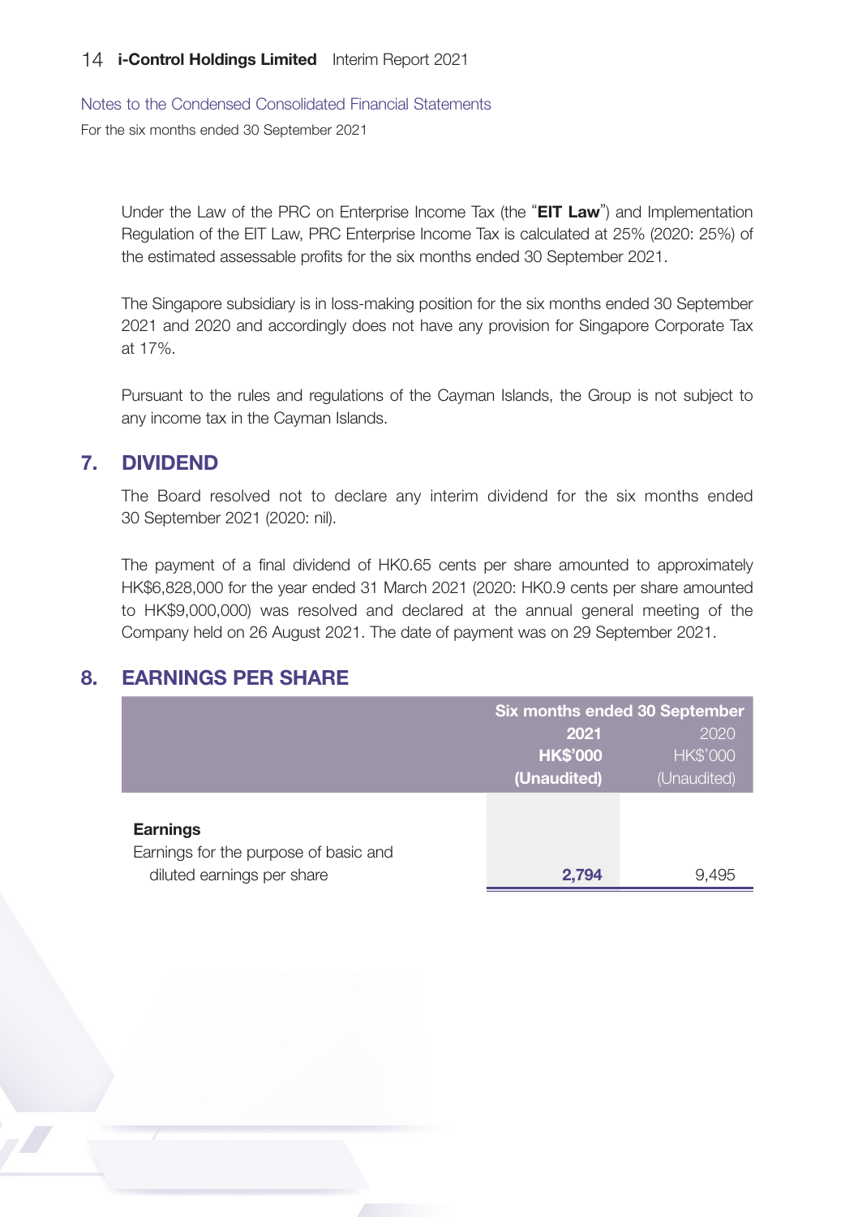Under the Law of the PRC on Enterprise Income Tax (the "**EIT Law**") and Implementation Regulation of the EIT Law, PRC Enterprise Income Tax is calculated at 25% (2020: 25%) of the estimated assessable profits for the six months ended 30 September 2021.

The Singapore subsidiary is in loss-making position for the six months ended 30 September 2021 and 2020 and accordingly does not have any provision for Singapore Corporate Tax at 17%.

Pursuant to the rules and regulations of the Cayman Islands, the Group is not subject to any income tax in the Cayman Islands.

## 7. DIVIDEND

The Board resolved not to declare any interim dividend for the six months ended 30 September 2021 (2020: nil).

The payment of a final dividend of HK0.65 cents per share amounted to approximately HK$6,828,000 for the year ended 31 March 2021 (2020: HK0.9 cents per share amounted to HK$9,000,000) was resolved and declared at the annual general meeting of the Company held on 26 August 2021. The date of payment was on 29 September 2021.

## 8. EARNINGS PER SHARE

| | Six months ended 30 September | |
|---|---|---|
| | **2021** | 2020 |
| | **HK$'000** | HK$'000 |
| | **(Unaudited)** | (Unaudited) |
| **Earnings** | | |
| Earnings for the purpose of basic and diluted earnings per share | **2,794** | 9,495 |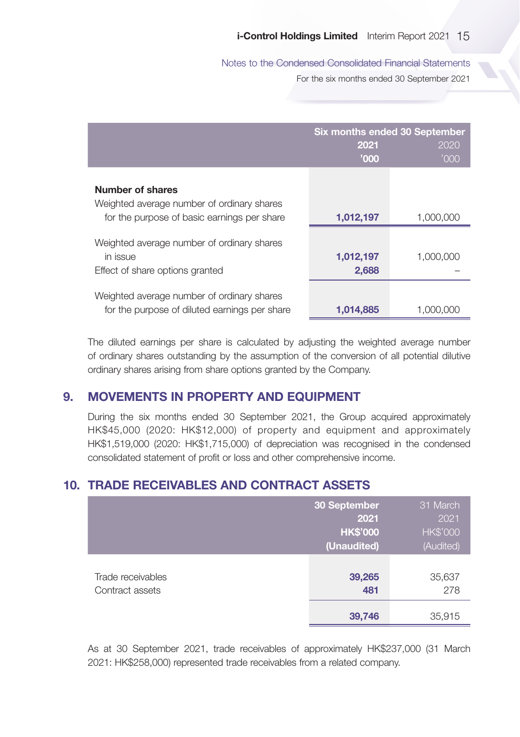| | Six months ended 30 September | |
|---|---|---|
| | **2021** | 2020 |
| | **'000** | '000 |
| **Number of shares** | | |
| Weighted average number of ordinary shares for the purpose of basic earnings per share | **1,012,197** | 1,000,000 |
| Weighted average number of ordinary shares in issue | **1,012,197** | 1,000,000 |
| Effect of share options granted | **2,688** | – |
| Weighted average number of ordinary shares for the purpose of diluted earnings per share | **1,014,885** | 1,000,000 |

The diluted earnings per share is calculated by adjusting the weighted average number of ordinary shares outstanding by the assumption of the conversion of all potential dilutive ordinary shares arising from share options granted by the Company.

## 9. MOVEMENTS IN PROPERTY AND EQUIPMENT

During the six months ended 30 September 2021, the Group acquired approximately HK$45,000 (2020: HK$12,000) of property and equipment and approximately HK$1,519,000 (2020: HK$1,715,000) of depreciation was recognised in the condensed consolidated statement of profit or loss and other comprehensive income.

## 10. TRADE RECEIVABLES AND CONTRACT ASSETS

| | **30 September 2021** | 31 March 2021 |
|---|---|---|
| | **HK$'000** | HK$'000 |
| | **(Unaudited)** | (Audited) |
| Trade receivables | **39,265** | 35,637 |
| Contract assets | **481** | 278 |
| | **39,746** | 35,915 |

As at 30 September 2021, trade receivables of approximately HK$237,000 (31 March 2021: HK$258,000) represented trade receivables from a related company.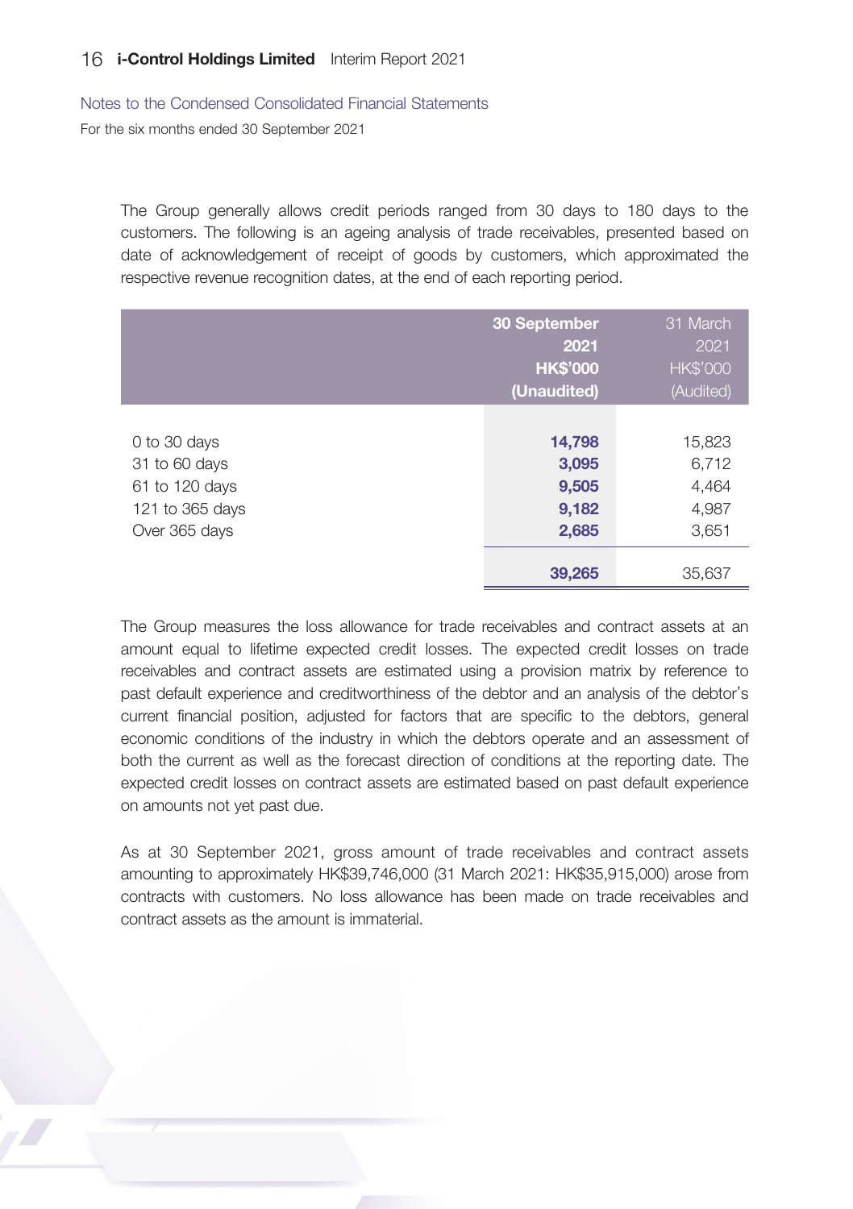The Group generally allows credit periods ranged from 30 days to 180 days to the customers. The following is an ageing analysis of trade receivables, presented based on date of acknowledgement of receipt of goods by customers, which approximated the respective revenue recognition dates, at the end of each reporting period.

| | **30 September 2021 HK$'000 (Unaudited)** | 31 March 2021 HK$'000 (Audited) |
|---|---|---|
| 0 to 30 days | **14,798** | 15,823 |
| 31 to 60 days | **3,095** | 6,712 |
| 61 to 120 days | **9,505** | 4,464 |
| 121 to 365 days | **9,182** | 4,987 |
| Over 365 days | **2,685** | 3,651 |
| | **39,265** | 35,637 |

The Group measures the loss allowance for trade receivables and contract assets at an amount equal to lifetime expected credit losses. The expected credit losses on trade receivables and contract assets are estimated using a provision matrix by reference to past default experience and creditworthiness of the debtor and an analysis of the debtor's current financial position, adjusted for factors that are specific to the debtors, general economic conditions of the industry in which the debtors operate and an assessment of both the current as well as the forecast direction of conditions at the reporting date. The expected credit losses on contract assets are estimated based on past default experience on amounts not yet past due.

As at 30 September 2021, gross amount of trade receivables and contract assets amounting to approximately HK$39,746,000 (31 March 2021: HK$35,915,000) arose from contracts with customers. No loss allowance has been made on trade receivables and contract assets as the amount is immaterial.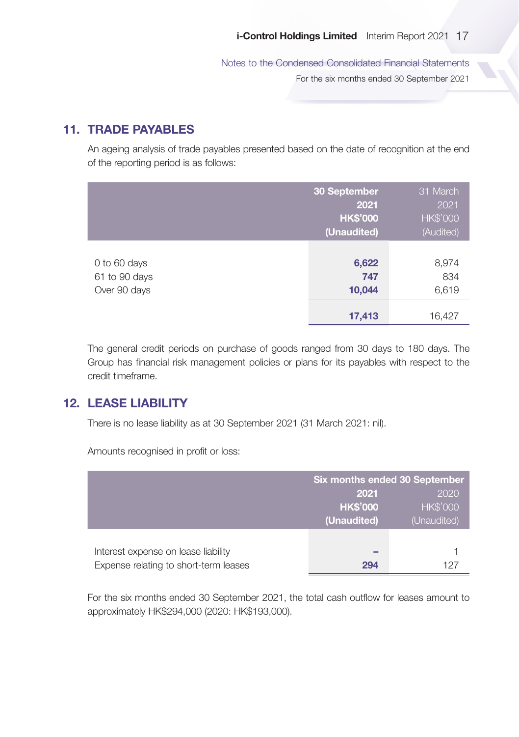## 11. TRADE PAYABLES

An ageing analysis of trade payables presented based on the date of recognition at the end of the reporting period is as follows:

| | 30 September 2021 HK$'000 (Unaudited) | 31 March 2021 HK$'000 (Audited) |
|---|---|---|
| 0 to 60 days | 6,622 | 8,974 |
| 61 to 90 days | 747 | 834 |
| Over 90 days | 10,044 | 6,619 |
| | 17,413 | 16,427 |

The general credit periods on purchase of goods ranged from 30 days to 180 days. The Group has financial risk management policies or plans for its payables with respect to the credit timeframe.

## 12. LEASE LIABILITY

There is no lease liability as at 30 September 2021 (31 March 2021: nil).

Amounts recognised in profit or loss:

| | Six months ended 30 September | |
|---|---|---|
| | 2021 HK$'000 (Unaudited) | 2020 HK$'000 (Unaudited) |
| Interest expense on lease liability | – | 1 |
| Expense relating to short-term leases | 294 | 127 |

For the six months ended 30 September 2021, the total cash outflow for leases amount to approximately HK$294,000 (2020: HK$193,000).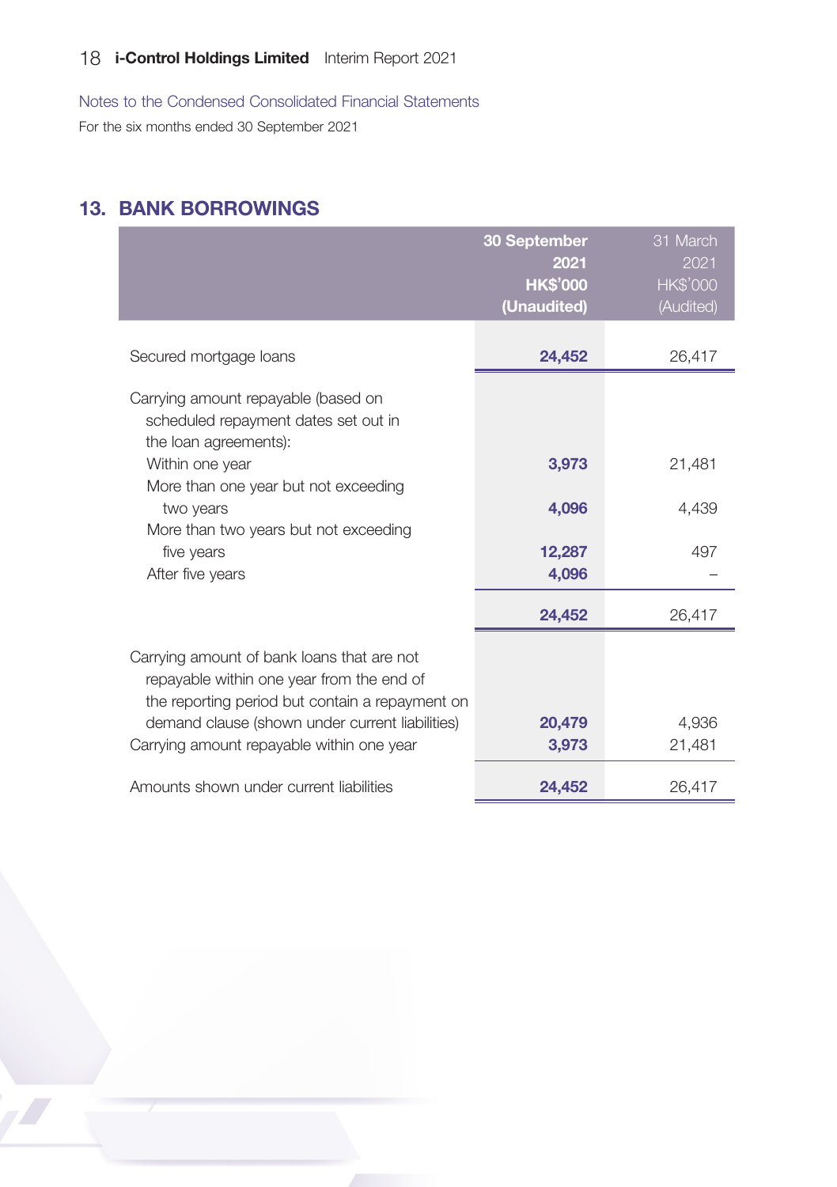Notes to the Condensed Consolidated Financial Statements

For the six months ended 30 September 2021

## 13. BANK BORROWINGS

| | 30 September 2021 HK$'000 (Unaudited) | 31 March 2021 HK$'000 (Audited) |
|---|---|---|
| Secured mortgage loans | **24,452** | 26,417 |
| Carrying amount repayable (based on scheduled repayment dates set out in the loan agreements): | | |
| Within one year | **3,973** | 21,481 |
| More than one year but not exceeding two years | **4,096** | 4,439 |
| More than two years but not exceeding five years | **12,287** | 497 |
| After five years | **4,096** | – |
| | **24,452** | 26,417 |
| Carrying amount of bank loans that are not repayable within one year from the end of the reporting period but contain a repayment on demand clause (shown under current liabilities) | **20,479** | 4,936 |
| Carrying amount repayable within one year | **3,973** | 21,481 |
| Amounts shown under current liabilities | **24,452** | 26,417 |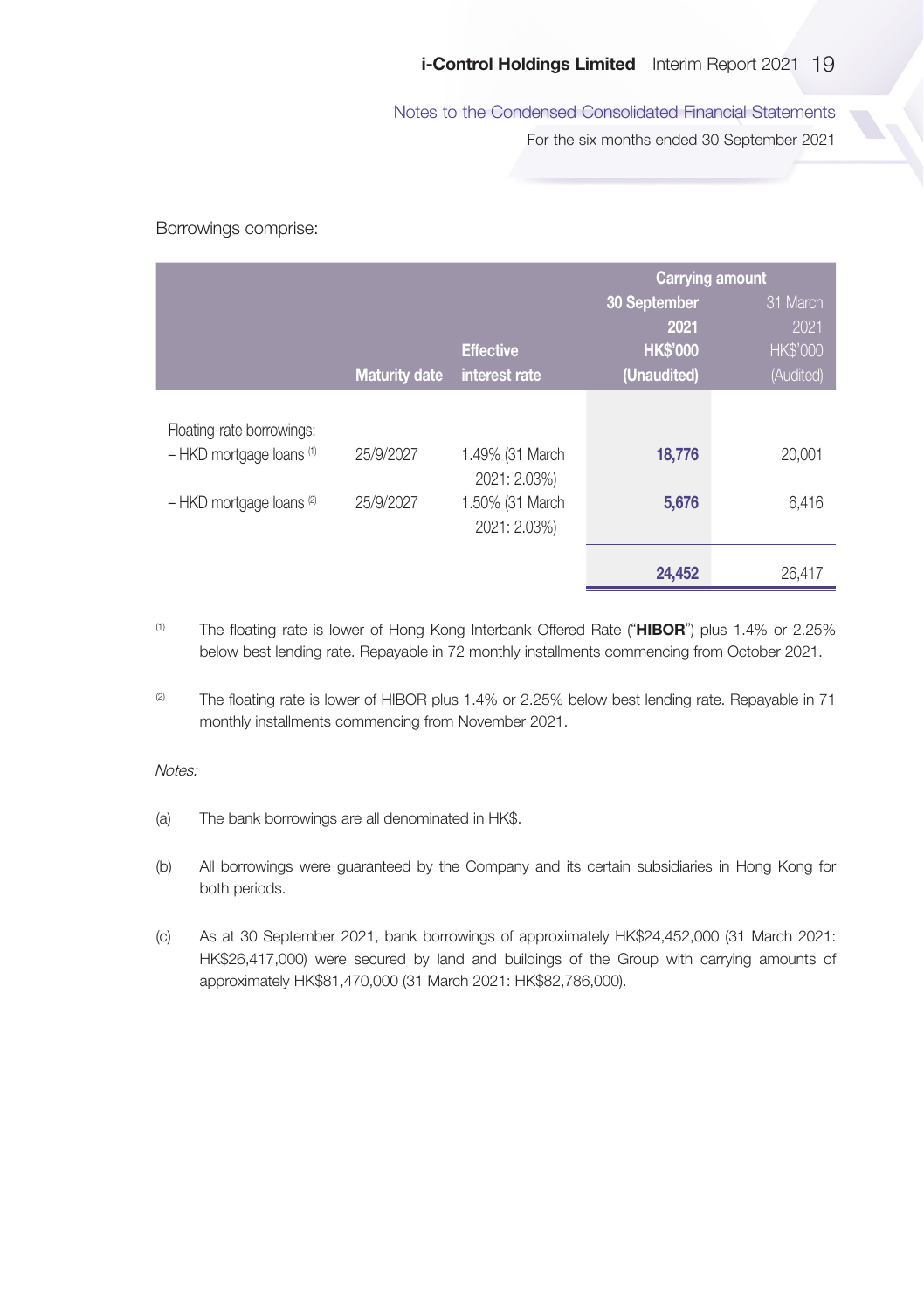Borrowings comprise:

| | Maturity date | Effective interest rate | Carrying amount 30 September 2021 HK$'000 (Unaudited) | 31 March 2021 HK$'000 (Audited) |
|---|---|---|---|---|
| Floating-rate borrowings: | | | | |
| – HKD mortgage loans [(1)] | 25/9/2027 | 1.49% (31 March 2021: 2.03%) | **18,776** | 20,001 |
| – HKD mortgage loans [(2)] | 25/9/2027 | 1.50% (31 March 2021: 2.03%) | **5,676** | 6,416 |
| | | | **24,452** | 26,417 |

(1) The floating rate is lower of Hong Kong Interbank Offered Rate ("**HIBOR**") plus 1.4% or 2.25% below best lending rate. Repayable in 72 monthly installments commencing from October 2021.

(2) The floating rate is lower of HIBOR plus 1.4% or 2.25% below best lending rate. Repayable in 71 monthly installments commencing from November 2021.

*Notes:*

(a) The bank borrowings are all denominated in HK$.

(b) All borrowings were guaranteed by the Company and its certain subsidiaries in Hong Kong for both periods.

(c) As at 30 September 2021, bank borrowings of approximately HK$24,452,000 (31 March 2021: HK$26,417,000) were secured by land and buildings of the Group with carrying amounts of approximately HK$81,470,000 (31 March 2021: HK$82,786,000).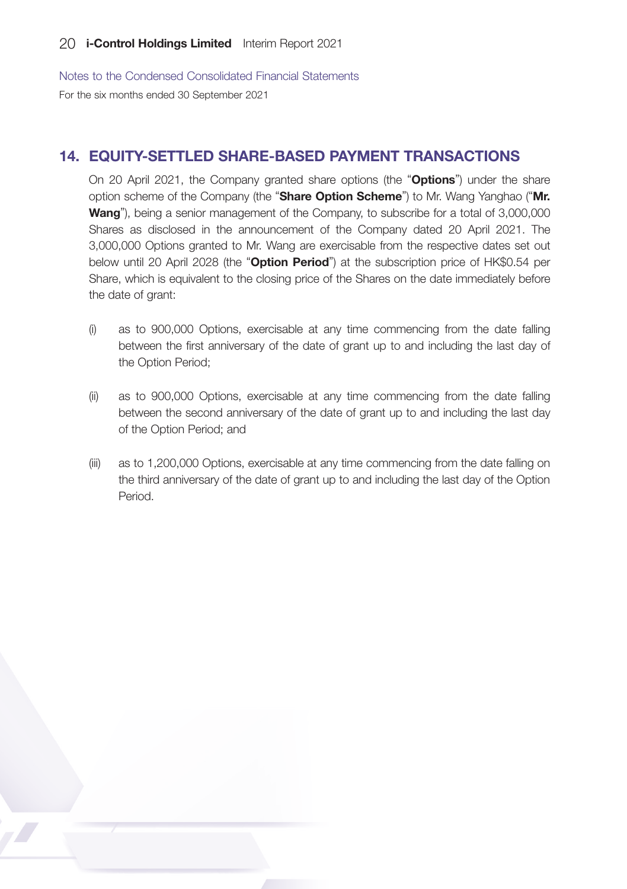Notes to the Condensed Consolidated Financial Statements

For the six months ended 30 September 2021

## 14. EQUITY-SETTLED SHARE-BASED PAYMENT TRANSACTIONS

On 20 April 2021, the Company granted share options (the "**Options**") under the share option scheme of the Company (the "**Share Option Scheme**") to Mr. Wang Yanghao ("**Mr. Wang**"), being a senior management of the Company, to subscribe for a total of 3,000,000 Shares as disclosed in the announcement of the Company dated 20 April 2021. The 3,000,000 Options granted to Mr. Wang are exercisable from the respective dates set out below until 20 April 2028 (the "**Option Period**") at the subscription price of HK$0.54 per Share, which is equivalent to the closing price of the Shares on the date immediately before the date of grant:

(i) as to 900,000 Options, exercisable at any time commencing from the date falling between the first anniversary of the date of grant up to and including the last day of the Option Period;

(ii) as to 900,000 Options, exercisable at any time commencing from the date falling between the second anniversary of the date of grant up to and including the last day of the Option Period; and

(iii) as to 1,200,000 Options, exercisable at any time commencing from the date falling on the third anniversary of the date of grant up to and including the last day of the Option Period.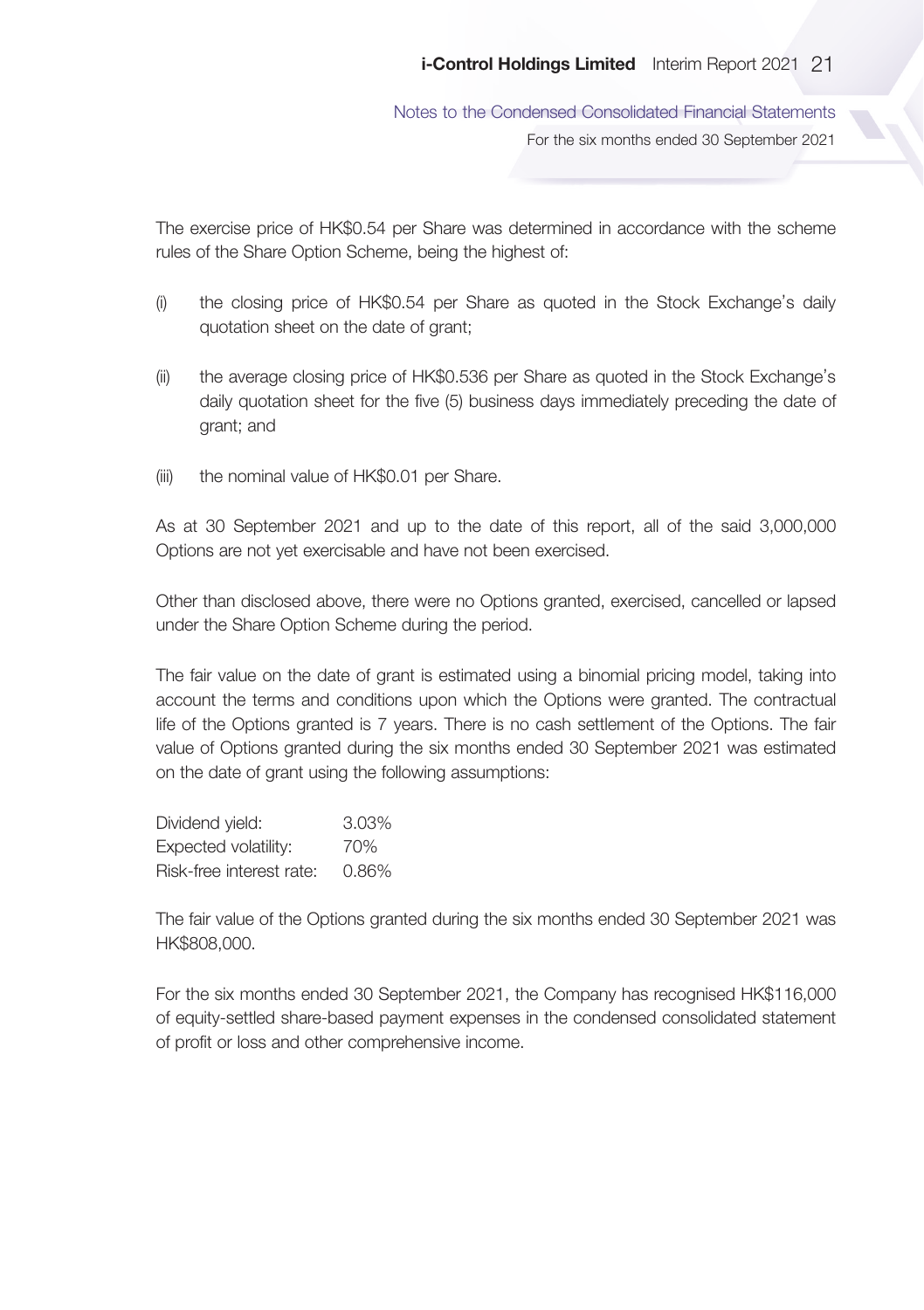The exercise price of HK$0.54 per Share was determined in accordance with the scheme rules of the Share Option Scheme, being the highest of:

(i) the closing price of HK$0.54 per Share as quoted in the Stock Exchange's daily quotation sheet on the date of grant;

(ii) the average closing price of HK$0.536 per Share as quoted in the Stock Exchange's daily quotation sheet for the five (5) business days immediately preceding the date of grant; and

(iii) the nominal value of HK$0.01 per Share.

As at 30 September 2021 and up to the date of this report, all of the said 3,000,000 Options are not yet exercisable and have not been exercised.

Other than disclosed above, there were no Options granted, exercised, cancelled or lapsed under the Share Option Scheme during the period.

The fair value on the date of grant is estimated using a binomial pricing model, taking into account the terms and conditions upon which the Options were granted. The contractual life of the Options granted is 7 years. There is no cash settlement of the Options. The fair value of Options granted during the six months ended 30 September 2021 was estimated on the date of grant using the following assumptions:

| | |
|---|---|
| Dividend yield: | 3.03% |
| Expected volatility: | 70% |
| Risk-free interest rate: | 0.86% |

The fair value of the Options granted during the six months ended 30 September 2021 was HK$808,000.

For the six months ended 30 September 2021, the Company has recognised HK$116,000 of equity-settled share-based payment expenses in the condensed consolidated statement of profit or loss and other comprehensive income.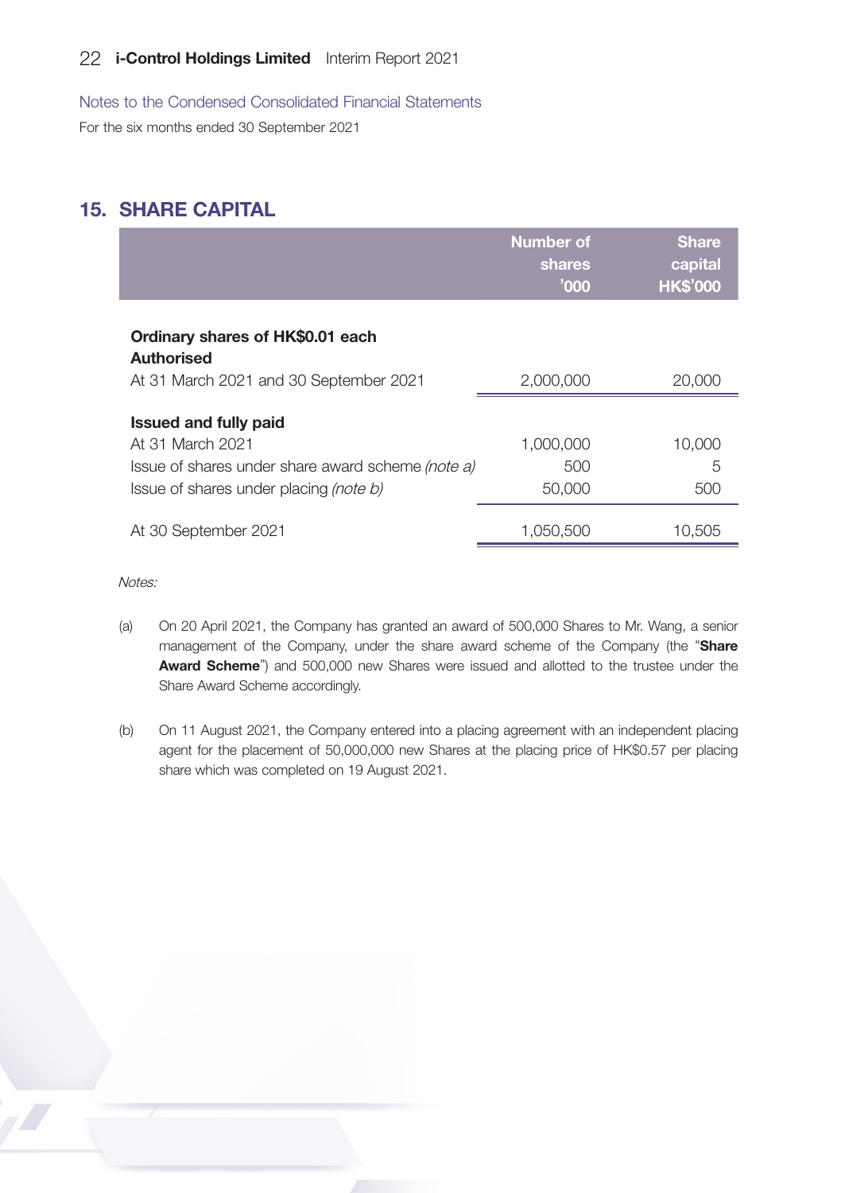Notes to the Condensed Consolidated Financial Statements

For the six months ended 30 September 2021

## 15. SHARE CAPITAL

| | Number of shares '000 | Share capital HK$'000 |
|---|---|---|
| **Ordinary shares of HK$0.01 each** | | |
| **Authorised** | | |
| At 31 March 2021 and 30 September 2021 | 2,000,000 | 20,000 |
| **Issued and fully paid** | | |
| At 31 March 2021 | 1,000,000 | 10,000 |
| Issue of shares under share award scheme *(note a)* | 500 | 5 |
| Issue of shares under placing *(note b)* | 50,000 | 500 |
| At 30 September 2021 | 1,050,500 | 10,505 |

*Notes:*

(a) On 20 April 2021, the Company has granted an award of 500,000 Shares to Mr. Wang, a senior management of the Company, under the share award scheme of the Company (the "**Share Award Scheme**") and 500,000 new Shares were issued and allotted to the trustee under the Share Award Scheme accordingly.

(b) On 11 August 2021, the Company entered into a placing agreement with an independent placing agent for the placement of 50,000,000 new Shares at the placing price of HK$0.57 per placing share which was completed on 19 August 2021.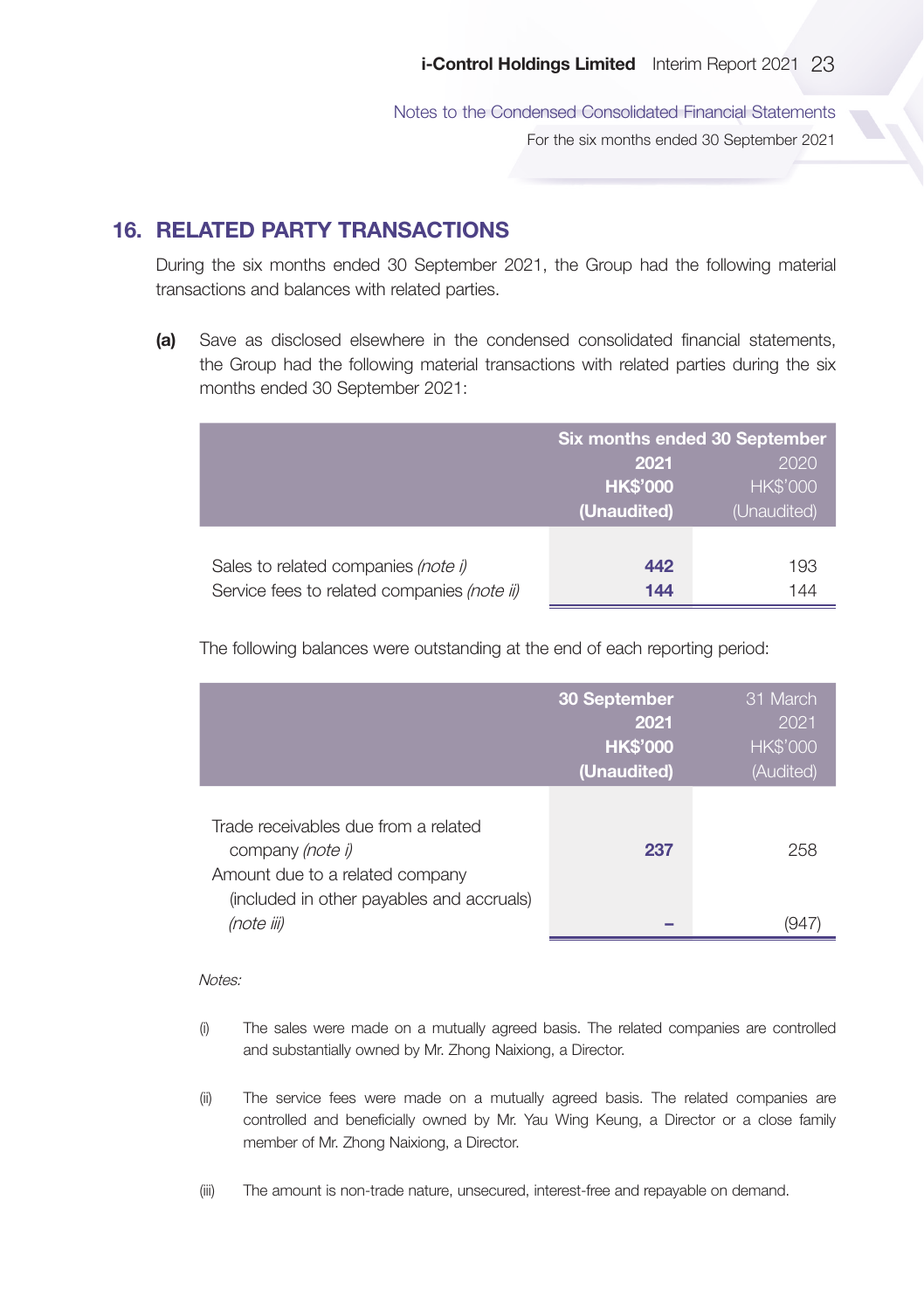## 16. RELATED PARTY TRANSACTIONS

During the six months ended 30 September 2021, the Group had the following material transactions and balances with related parties.

**(a)** Save as disclosed elsewhere in the condensed consolidated financial statements, the Group had the following material transactions with related parties during the six months ended 30 September 2021:

| | Six months ended 30 September | |
|---|---|---|
| | **2021** | 2020 |
| | **HK$'000** | HK$'000 |
| | **(Unaudited)** | (Unaudited) |
| Sales to related companies *(note i)* | **442** | 193 |
| Service fees to related companies *(note ii)* | **144** | 144 |

The following balances were outstanding at the end of each reporting period:

| | **30 September 2021** | 31 March 2021 |
|---|---|---|
| | **HK$'000** | HK$'000 |
| | **(Unaudited)** | (Audited) |
| Trade receivables due from a related company *(note i)* | **237** | 258 |
| Amount due to a related company (included in other payables and accruals) *(note iii)* | **–** | (947) |

*Notes:*

(i) The sales were made on a mutually agreed basis. The related companies are controlled and substantially owned by Mr. Zhong Naixiong, a Director.

(ii) The service fees were made on a mutually agreed basis. The related companies are controlled and beneficially owned by Mr. Yau Wing Keung, a Director or a close family member of Mr. Zhong Naixiong, a Director.

(iii) The amount is non-trade nature, unsecured, interest-free and repayable on demand.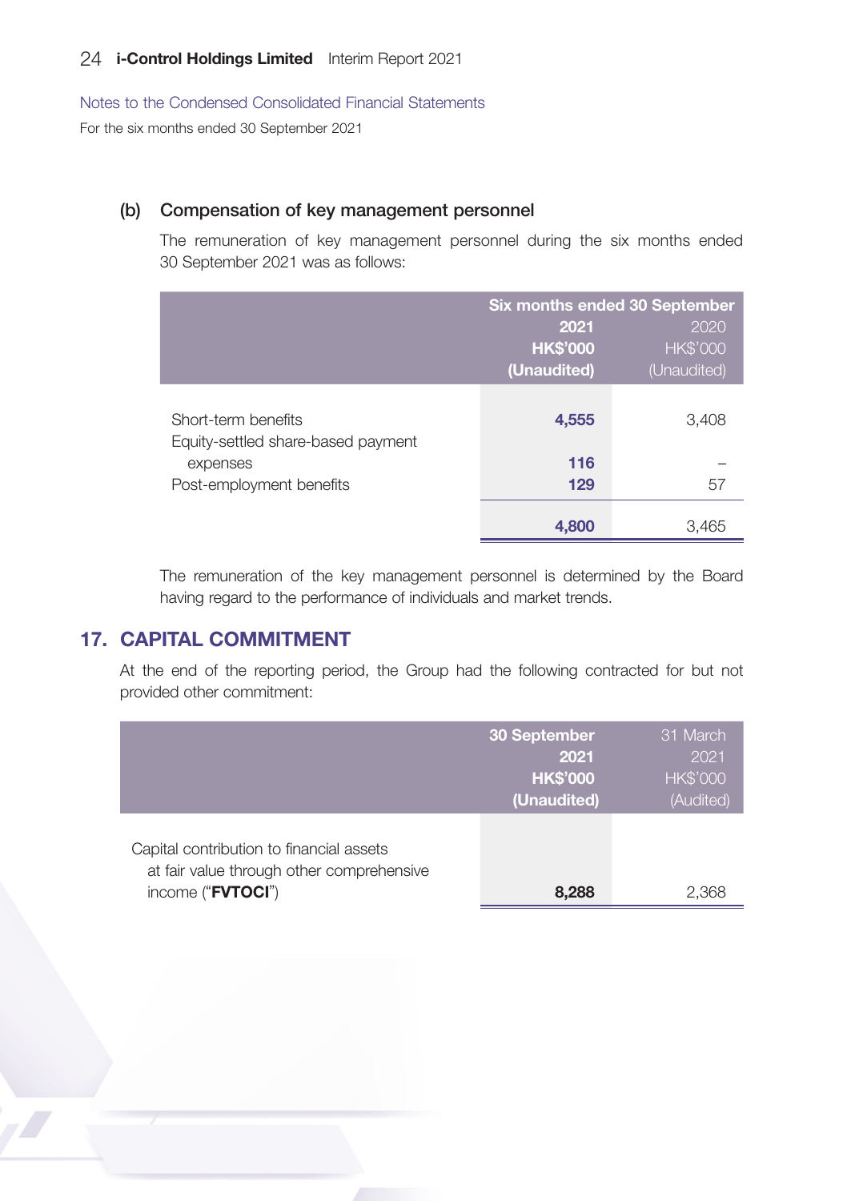Notes to the Condensed Consolidated Financial Statements

For the six months ended 30 September 2021

### (b) Compensation of key management personnel

The remuneration of key management personnel during the six months ended 30 September 2021 was as follows:

| | Six months ended 30 September | |
|---|---|---|
| | **2021** | 2020 |
| | **HK$'000** | HK$'000 |
| | **(Unaudited)** | (Unaudited) |
| Short-term benefits | **4,555** | 3,408 |
| Equity-settled share-based payment expenses | **116** | – |
| Post-employment benefits | **129** | 57 |
| | **4,800** | 3,465 |

The remuneration of the key management personnel is determined by the Board having regard to the performance of individuals and market trends.

## 17. CAPITAL COMMITMENT

At the end of the reporting period, the Group had the following contracted for but not provided other commitment:

| | **30 September 2021** | 31 March 2021 |
|---|---|---|
| | **HK$'000** | HK$'000 |
| | **(Unaudited)** | (Audited) |
| Capital contribution to financial assets at fair value through other comprehensive income ("**FVTOCI**") | **8,288** | 2,368 |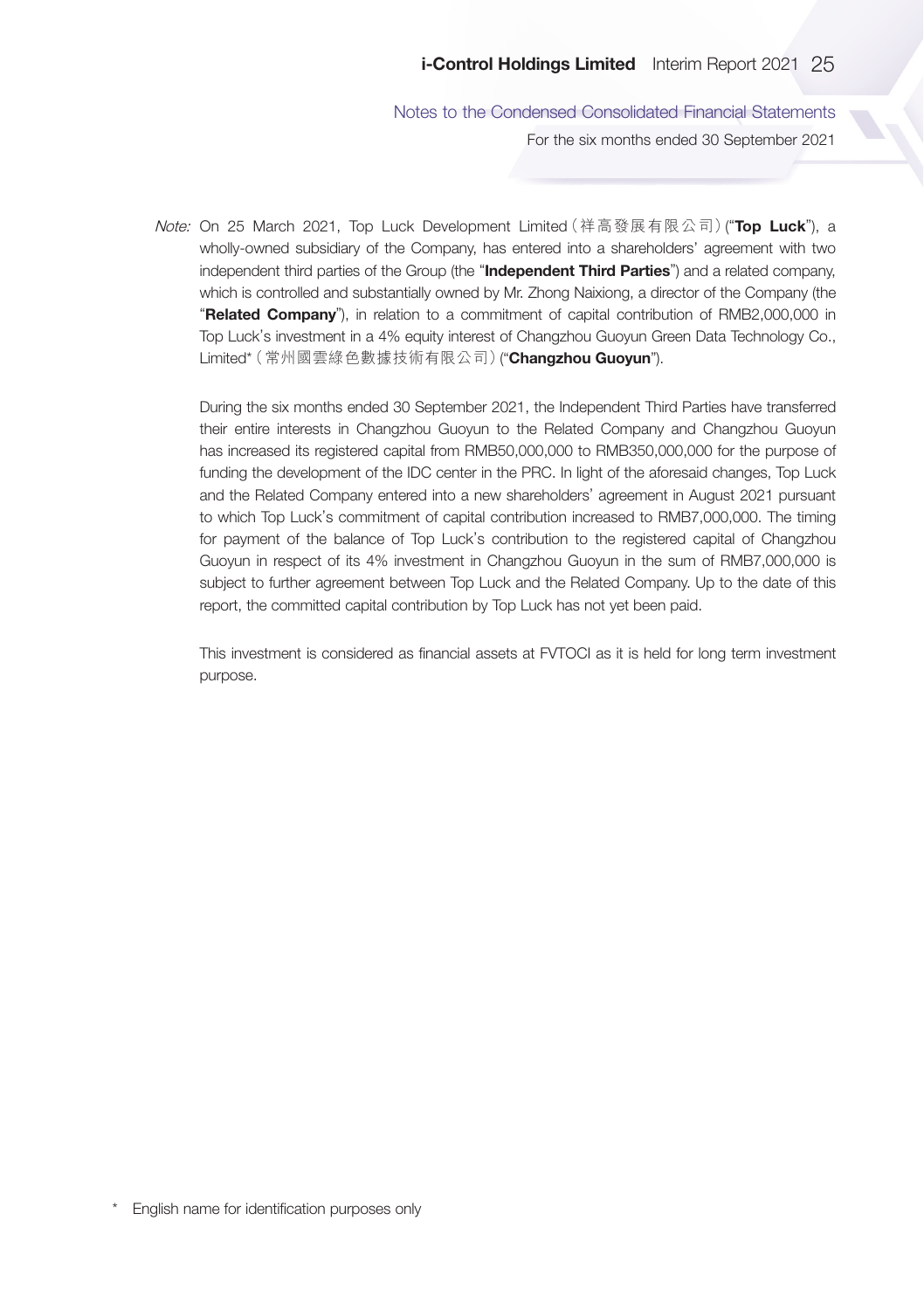*Note:* On 25 March 2021, Top Luck Development Limited（祥高發展有限公司）("**Top Luck**"), a wholly-owned subsidiary of the Company, has entered into a shareholders' agreement with two independent third parties of the Group (the "**Independent Third Parties**") and a related company, which is controlled and substantially owned by Mr. Zhong Naixiong, a director of the Company (the "**Related Company**"), in relation to a commitment of capital contribution of RMB2,000,000 in Top Luck's investment in a 4% equity interest of Changzhou Guoyun Green Data Technology Co., Limited*（常州國雲綠色數據技術有限公司）("**Changzhou Guoyun**").

During the six months ended 30 September 2021, the Independent Third Parties have transferred their entire interests in Changzhou Guoyun to the Related Company and Changzhou Guoyun has increased its registered capital from RMB50,000,000 to RMB350,000,000 for the purpose of funding the development of the IDC center in the PRC. In light of the aforesaid changes, Top Luck and the Related Company entered into a new shareholders' agreement in August 2021 pursuant to which Top Luck's commitment of capital contribution increased to RMB7,000,000. The timing for payment of the balance of Top Luck's contribution to the registered capital of Changzhou Guoyun in respect of its 4% investment in Changzhou Guoyun in the sum of RMB7,000,000 is subject to further agreement between Top Luck and the Related Company. Up to the date of this report, the committed capital contribution by Top Luck has not yet been paid.

This investment is considered as financial assets at FVTOCI as it is held for long term investment purpose.

\* English name for identification purposes only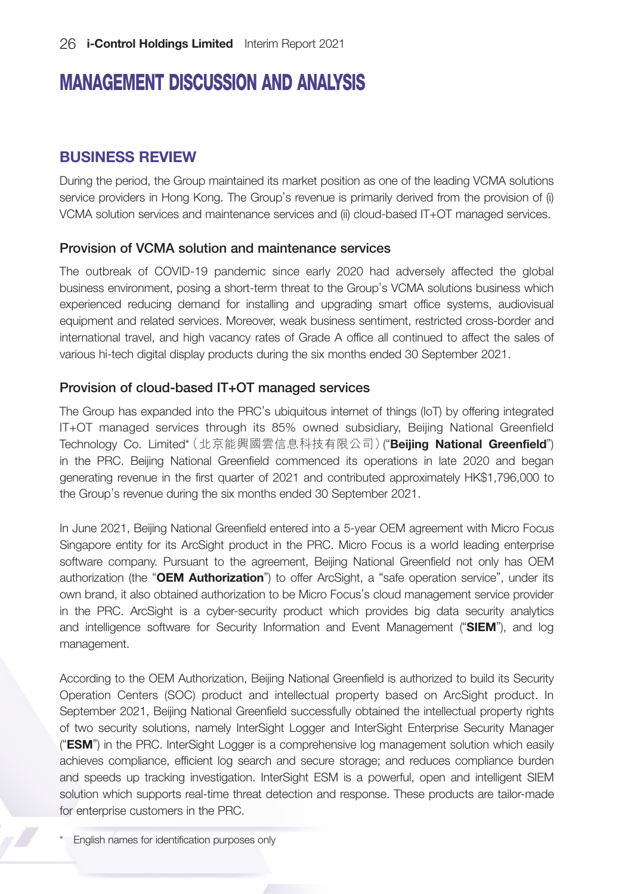# MANAGEMENT DISCUSSION AND ANALYSIS

## BUSINESS REVIEW

During the period, the Group maintained its market position as one of the leading VCMA solutions service providers in Hong Kong. The Group's revenue is primarily derived from the provision of (i) VCMA solution services and maintenance services and (ii) cloud-based IT+OT managed services.

### Provision of VCMA solution and maintenance services

The outbreak of COVID-19 pandemic since early 2020 had adversely affected the global business environment, posing a short-term threat to the Group's VCMA solutions business which experienced reducing demand for installing and upgrading smart office systems, audiovisual equipment and related services. Moreover, weak business sentiment, restricted cross-border and international travel, and high vacancy rates of Grade A office all continued to affect the sales of various hi-tech digital display products during the six months ended 30 September 2021.

### Provision of cloud-based IT+OT managed services

The Group has expanded into the PRC's ubiquitous internet of things (IoT) by offering integrated IT+OT managed services through its 85% owned subsidiary, Beijing National Greenfield Technology Co. Limited* (北京能興國雲信息科技有限公司) ("**Beijing National Greenfield**") in the PRC. Beijing National Greenfield commenced its operations in late 2020 and began generating revenue in the first quarter of 2021 and contributed approximately HK$1,796,000 to the Group's revenue during the six months ended 30 September 2021.

In June 2021, Beijing National Greenfield entered into a 5-year OEM agreement with Micro Focus Singapore entity for its ArcSight product in the PRC. Micro Focus is a world leading enterprise software company. Pursuant to the agreement, Beijing National Greenfield not only has OEM authorization (the "**OEM Authorization**") to offer ArcSight, a "safe operation service", under its own brand, it also obtained authorization to be Micro Focus's cloud management service provider in the PRC. ArcSight is a cyber-security product which provides big data security analytics and intelligence software for Security Information and Event Management ("**SIEM**"), and log management.

According to the OEM Authorization, Beijing National Greenfield is authorized to build its Security Operation Centers (SOC) product and intellectual property based on ArcSight product. In September 2021, Beijing National Greenfield successfully obtained the intellectual property rights of two security solutions, namely InterSight Logger and InterSight Enterprise Security Manager ("**ESM**") in the PRC. InterSight Logger is a comprehensive log management solution which easily achieves compliance, efficient log search and secure storage; and reduces compliance burden and speeds up tracking investigation. InterSight ESM is a powerful, open and intelligent SIEM solution which supports real-time threat detection and response. These products are tailor-made for enterprise customers in the PRC.

* English names for identification purposes only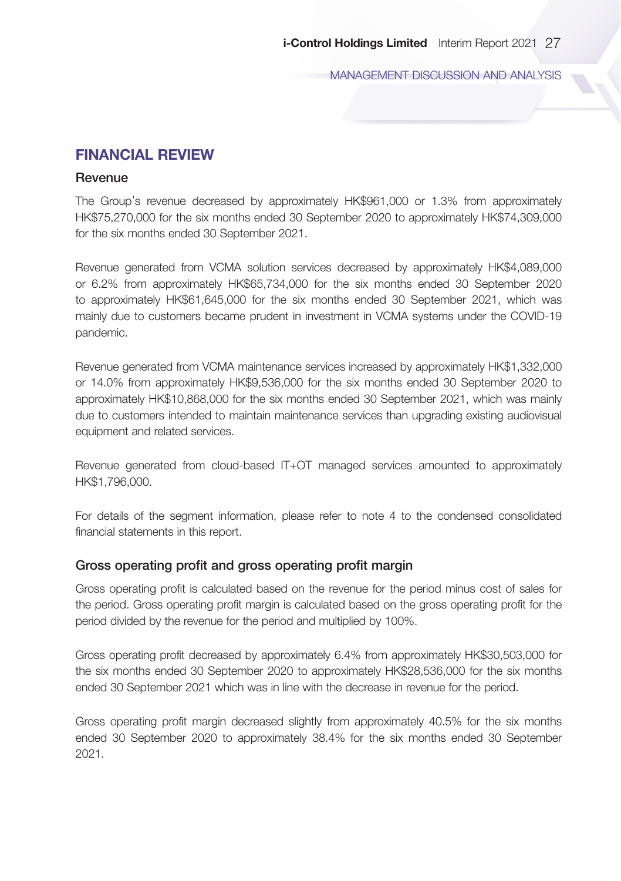## FINANCIAL REVIEW

### Revenue

The Group's revenue decreased by approximately HK$961,000 or 1.3% from approximately HK$75,270,000 for the six months ended 30 September 2020 to approximately HK$74,309,000 for the six months ended 30 September 2021.

Revenue generated from VCMA solution services decreased by approximately HK$4,089,000 or 6.2% from approximately HK$65,734,000 for the six months ended 30 September 2020 to approximately HK$61,645,000 for the six months ended 30 September 2021, which was mainly due to customers became prudent in investment in VCMA systems under the COVID-19 pandemic.

Revenue generated from VCMA maintenance services increased by approximately HK$1,332,000 or 14.0% from approximately HK$9,536,000 for the six months ended 30 September 2020 to approximately HK$10,868,000 for the six months ended 30 September 2021, which was mainly due to customers intended to maintain maintenance services than upgrading existing audiovisual equipment and related services.

Revenue generated from cloud-based IT+OT managed services amounted to approximately HK$1,796,000.

For details of the segment information, please refer to note 4 to the condensed consolidated financial statements in this report.

### Gross operating profit and gross operating profit margin

Gross operating profit is calculated based on the revenue for the period minus cost of sales for the period. Gross operating profit margin is calculated based on the gross operating profit for the period divided by the revenue for the period and multiplied by 100%.

Gross operating profit decreased by approximately 6.4% from approximately HK$30,503,000 for the six months ended 30 September 2020 to approximately HK$28,536,000 for the six months ended 30 September 2021 which was in line with the decrease in revenue for the period.

Gross operating profit margin decreased slightly from approximately 40.5% for the six months ended 30 September 2020 to approximately 38.4% for the six months ended 30 September 2021.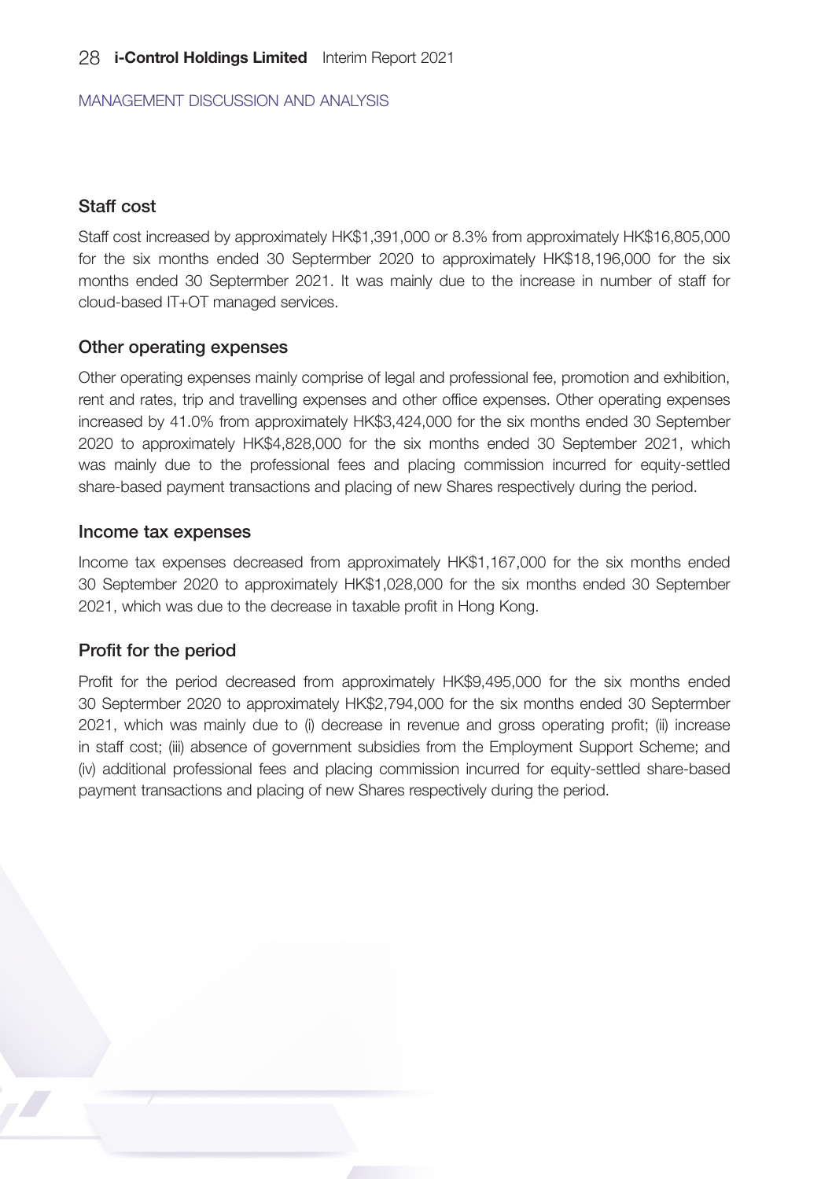MANAGEMENT DISCUSSION AND ANALYSIS

### Staff cost

Staff cost increased by approximately HK$1,391,000 or 8.3% from approximately HK$16,805,000 for the six months ended 30 Septermber 2020 to approximately HK$18,196,000 for the six months ended 30 Septermber 2021. It was mainly due to the increase in number of staff for cloud-based IT+OT managed services.

### Other operating expenses

Other operating expenses mainly comprise of legal and professional fee, promotion and exhibition, rent and rates, trip and travelling expenses and other office expenses. Other operating expenses increased by 41.0% from approximately HK$3,424,000 for the six months ended 30 September 2020 to approximately HK$4,828,000 for the six months ended 30 September 2021, which was mainly due to the professional fees and placing commission incurred for equity-settled share-based payment transactions and placing of new Shares respectively during the period.

### Income tax expenses

Income tax expenses decreased from approximately HK$1,167,000 for the six months ended 30 September 2020 to approximately HK$1,028,000 for the six months ended 30 September 2021, which was due to the decrease in taxable profit in Hong Kong.

### Profit for the period

Profit for the period decreased from approximately HK$9,495,000 for the six months ended 30 Septermber 2020 to approximately HK$2,794,000 for the six months ended 30 Septermber 2021, which was mainly due to (i) decrease in revenue and gross operating profit; (ii) increase in staff cost; (iii) absence of government subsidies from the Employment Support Scheme; and (iv) additional professional fees and placing commission incurred for equity-settled share-based payment transactions and placing of new Shares respectively during the period.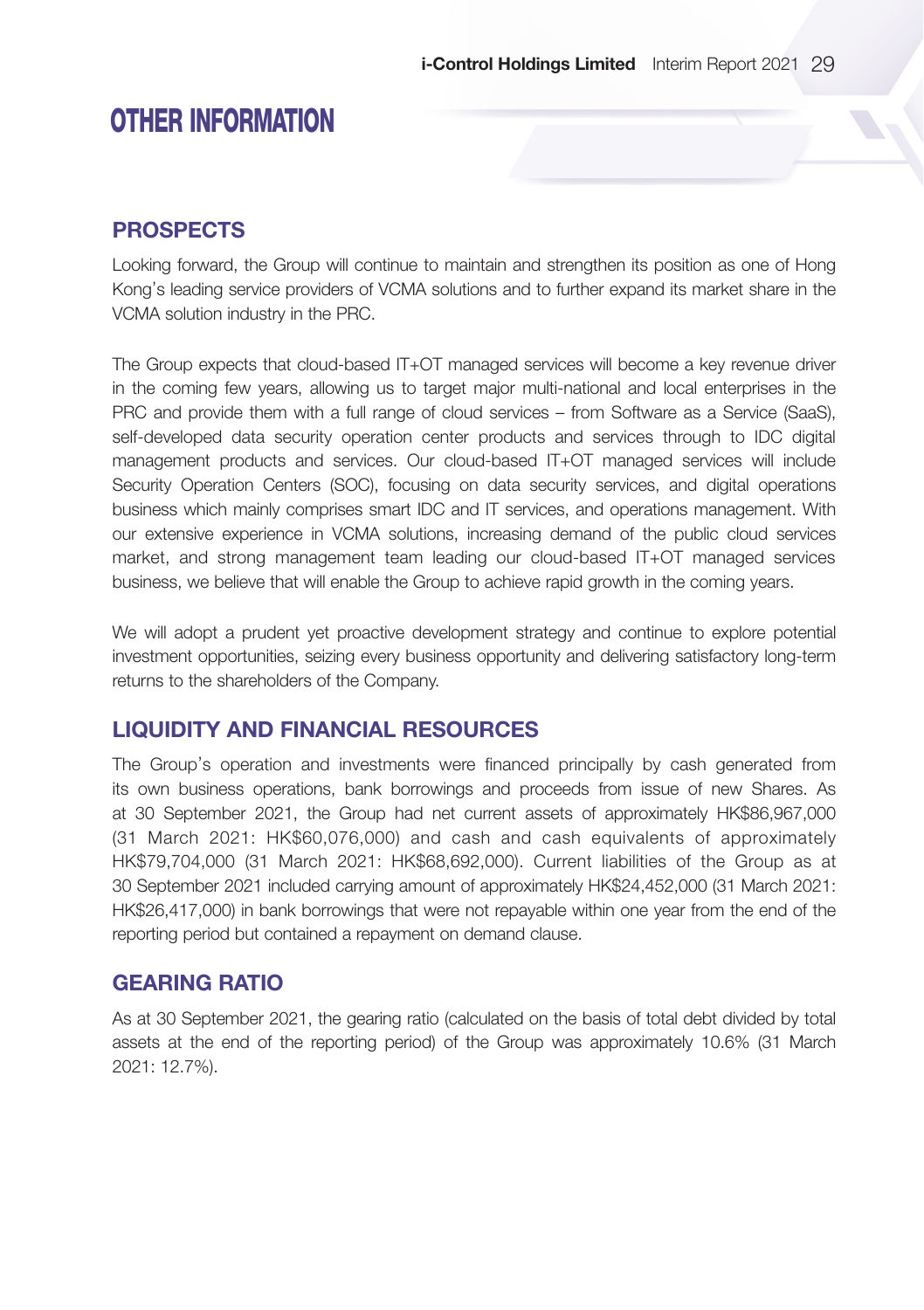# OTHER INFORMATION

## PROSPECTS

Looking forward, the Group will continue to maintain and strengthen its position as one of Hong Kong's leading service providers of VCMA solutions and to further expand its market share in the VCMA solution industry in the PRC.

The Group expects that cloud-based IT+OT managed services will become a key revenue driver in the coming few years, allowing us to target major multi-national and local enterprises in the PRC and provide them with a full range of cloud services – from Software as a Service (SaaS), self-developed data security operation center products and services through to IDC digital management products and services. Our cloud-based IT+OT managed services will include Security Operation Centers (SOC), focusing on data security services, and digital operations business which mainly comprises smart IDC and IT services, and operations management. With our extensive experience in VCMA solutions, increasing demand of the public cloud services market, and strong management team leading our cloud-based IT+OT managed services business, we believe that will enable the Group to achieve rapid growth in the coming years.

We will adopt a prudent yet proactive development strategy and continue to explore potential investment opportunities, seizing every business opportunity and delivering satisfactory long-term returns to the shareholders of the Company.

## LIQUIDITY AND FINANCIAL RESOURCES

The Group's operation and investments were financed principally by cash generated from its own business operations, bank borrowings and proceeds from issue of new Shares. As at 30 September 2021, the Group had net current assets of approximately HK$86,967,000 (31 March 2021: HK$60,076,000) and cash and cash equivalents of approximately HK$79,704,000 (31 March 2021: HK$68,692,000). Current liabilities of the Group as at 30 September 2021 included carrying amount of approximately HK$24,452,000 (31 March 2021: HK$26,417,000) in bank borrowings that were not repayable within one year from the end of the reporting period but contained a repayment on demand clause.

## GEARING RATIO

As at 30 September 2021, the gearing ratio (calculated on the basis of total debt divided by total assets at the end of the reporting period) of the Group was approximately 10.6% (31 March 2021: 12.7%).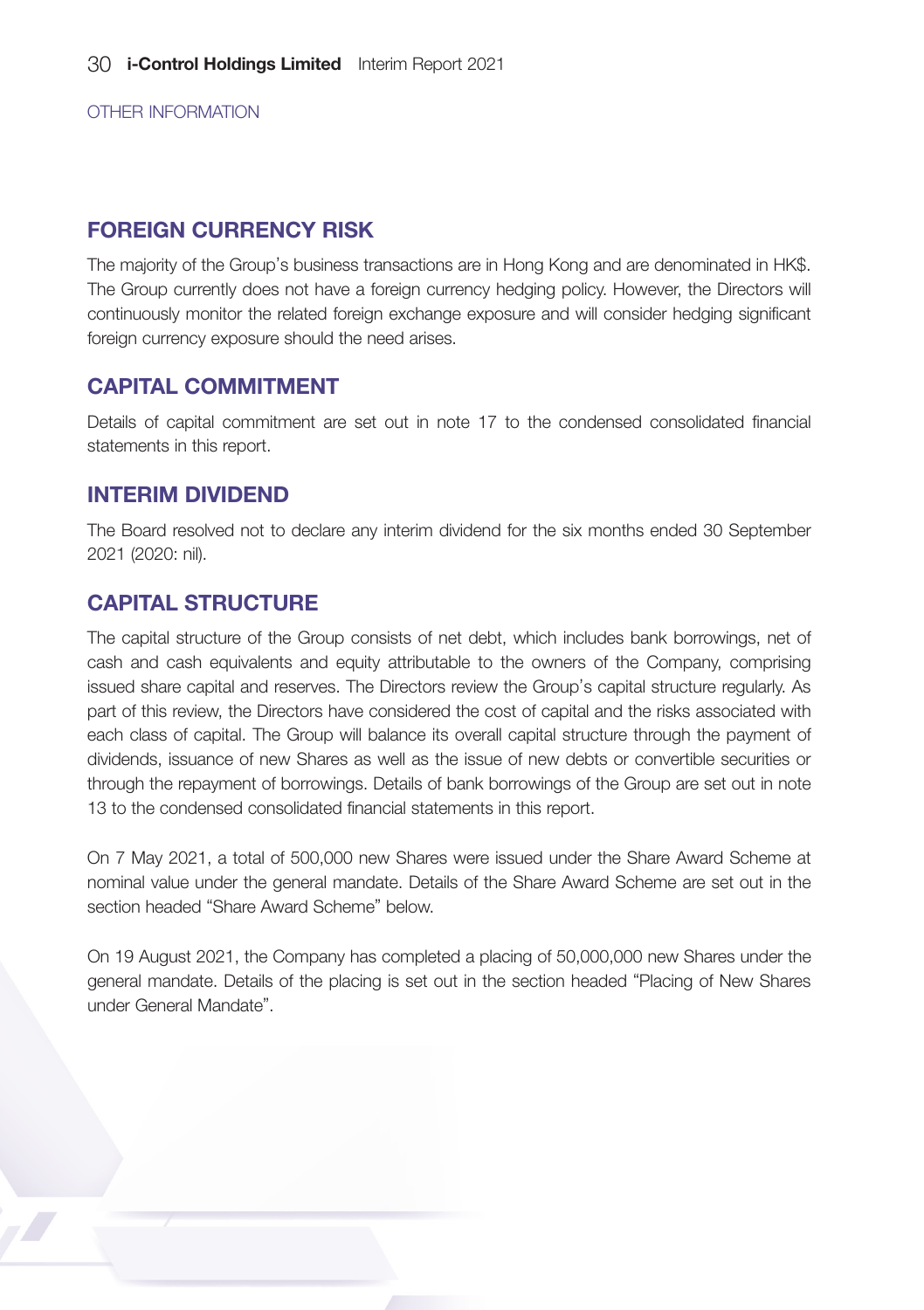OTHER INFORMATION

## FOREIGN CURRENCY RISK

The majority of the Group's business transactions are in Hong Kong and are denominated in HK$. The Group currently does not have a foreign currency hedging policy. However, the Directors will continuously monitor the related foreign exchange exposure and will consider hedging significant foreign currency exposure should the need arises.

## CAPITAL COMMITMENT

Details of capital commitment are set out in note 17 to the condensed consolidated financial statements in this report.

## INTERIM DIVIDEND

The Board resolved not to declare any interim dividend for the six months ended 30 September 2021 (2020: nil).

## CAPITAL STRUCTURE

The capital structure of the Group consists of net debt, which includes bank borrowings, net of cash and cash equivalents and equity attributable to the owners of the Company, comprising issued share capital and reserves. The Directors review the Group's capital structure regularly. As part of this review, the Directors have considered the cost of capital and the risks associated with each class of capital. The Group will balance its overall capital structure through the payment of dividends, issuance of new Shares as well as the issue of new debts or convertible securities or through the repayment of borrowings. Details of bank borrowings of the Group are set out in note 13 to the condensed consolidated financial statements in this report.

On 7 May 2021, a total of 500,000 new Shares were issued under the Share Award Scheme at nominal value under the general mandate. Details of the Share Award Scheme are set out in the section headed "Share Award Scheme" below.

On 19 August 2021, the Company has completed a placing of 50,000,000 new Shares under the general mandate. Details of the placing is set out in the section headed "Placing of New Shares under General Mandate".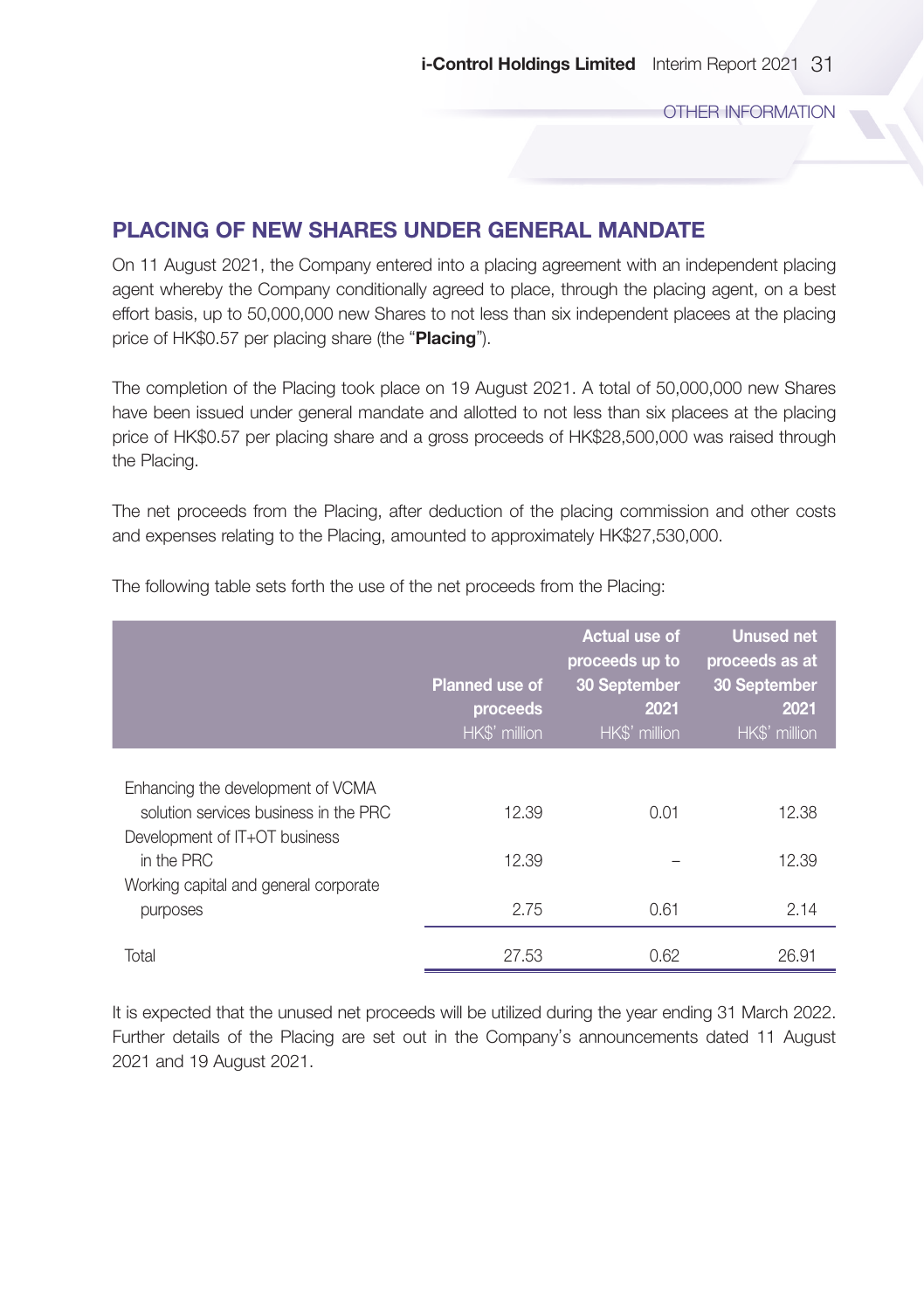## PLACING OF NEW SHARES UNDER GENERAL MANDATE

On 11 August 2021, the Company entered into a placing agreement with an independent placing agent whereby the Company conditionally agreed to place, through the placing agent, on a best effort basis, up to 50,000,000 new Shares to not less than six independent placees at the placing price of HK$0.57 per placing share (the "**Placing**").

The completion of the Placing took place on 19 August 2021. A total of 50,000,000 new Shares have been issued under general mandate and allotted to not less than six placees at the placing price of HK$0.57 per placing share and a gross proceeds of HK$28,500,000 was raised through the Placing.

The net proceeds from the Placing, after deduction of the placing commission and other costs and expenses relating to the Placing, amounted to approximately HK$27,530,000.

The following table sets forth the use of the net proceeds from the Placing:

| | Planned use of proceeds HK$' million | Actual use of proceeds up to 30 September 2021 HK$' million | Unused net proceeds as at 30 September 2021 HK$' million |
|---|---|---|---|
| Enhancing the development of VCMA solution services business in the PRC | 12.39 | 0.01 | 12.38 |
| Development of IT+OT business in the PRC | 12.39 | – | 12.39 |
| Working capital and general corporate purposes | 2.75 | 0.61 | 2.14 |
| Total | 27.53 | 0.62 | 26.91 |

It is expected that the unused net proceeds will be utilized during the year ending 31 March 2022. Further details of the Placing are set out in the Company's announcements dated 11 August 2021 and 19 August 2021.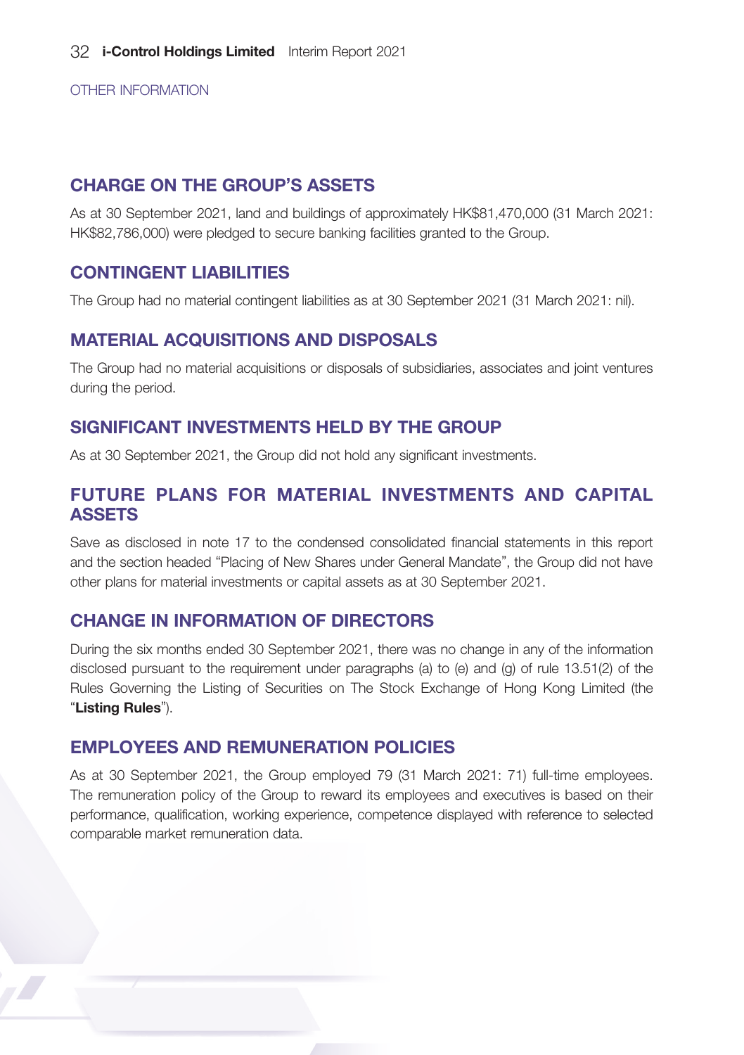OTHER INFORMATION

## CHARGE ON THE GROUP'S ASSETS

As at 30 September 2021, land and buildings of approximately HK$81,470,000 (31 March 2021: HK$82,786,000) were pledged to secure banking facilities granted to the Group.

## CONTINGENT LIABILITIES

The Group had no material contingent liabilities as at 30 September 2021 (31 March 2021: nil).

## MATERIAL ACQUISITIONS AND DISPOSALS

The Group had no material acquisitions or disposals of subsidiaries, associates and joint ventures during the period.

## SIGNIFICANT INVESTMENTS HELD BY THE GROUP

As at 30 September 2021, the Group did not hold any significant investments.

## FUTURE PLANS FOR MATERIAL INVESTMENTS AND CAPITAL ASSETS

Save as disclosed in note 17 to the condensed consolidated financial statements in this report and the section headed "Placing of New Shares under General Mandate", the Group did not have other plans for material investments or capital assets as at 30 September 2021.

## CHANGE IN INFORMATION OF DIRECTORS

During the six months ended 30 September 2021, there was no change in any of the information disclosed pursuant to the requirement under paragraphs (a) to (e) and (g) of rule 13.51(2) of the Rules Governing the Listing of Securities on The Stock Exchange of Hong Kong Limited (the "**Listing Rules**").

## EMPLOYEES AND REMUNERATION POLICIES

As at 30 September 2021, the Group employed 79 (31 March 2021: 71) full-time employees. The remuneration policy of the Group to reward its employees and executives is based on their performance, qualification, working experience, competence displayed with reference to selected comparable market remuneration data.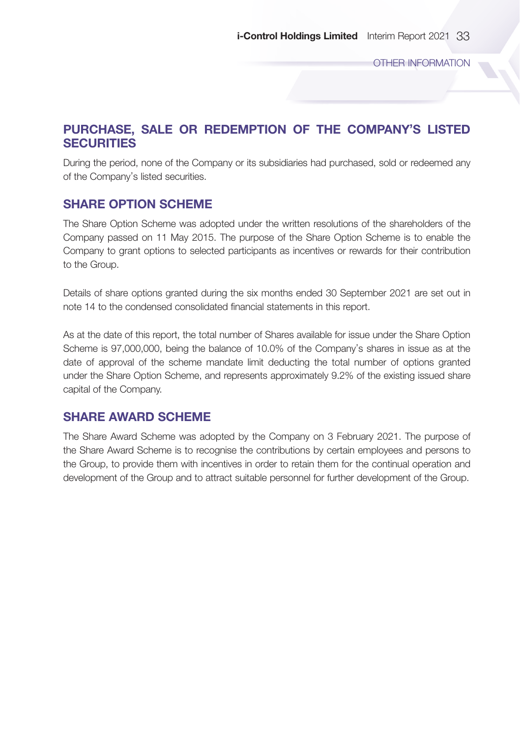## PURCHASE, SALE OR REDEMPTION OF THE COMPANY'S LISTED SECURITIES

During the period, none of the Company or its subsidiaries had purchased, sold or redeemed any of the Company's listed securities.

## SHARE OPTION SCHEME

The Share Option Scheme was adopted under the written resolutions of the shareholders of the Company passed on 11 May 2015. The purpose of the Share Option Scheme is to enable the Company to grant options to selected participants as incentives or rewards for their contribution to the Group.

Details of share options granted during the six months ended 30 September 2021 are set out in note 14 to the condensed consolidated financial statements in this report.

As at the date of this report, the total number of Shares available for issue under the Share Option Scheme is 97,000,000, being the balance of 10.0% of the Company's shares in issue as at the date of approval of the scheme mandate limit deducting the total number of options granted under the Share Option Scheme, and represents approximately 9.2% of the existing issued share capital of the Company.

## SHARE AWARD SCHEME

The Share Award Scheme was adopted by the Company on 3 February 2021. The purpose of the Share Award Scheme is to recognise the contributions by certain employees and persons to the Group, to provide them with incentives in order to retain them for the continual operation and development of the Group and to attract suitable personnel for further development of the Group.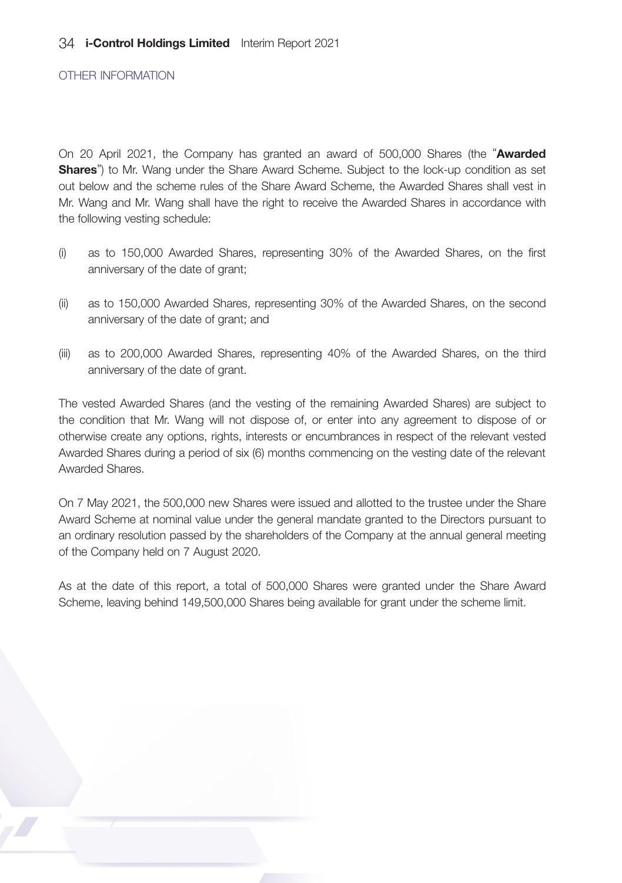On 20 April 2021, the Company has granted an award of 500,000 Shares (the "**Awarded Shares**") to Mr. Wang under the Share Award Scheme. Subject to the lock-up condition as set out below and the scheme rules of the Share Award Scheme, the Awarded Shares shall vest in Mr. Wang and Mr. Wang shall have the right to receive the Awarded Shares in accordance with the following vesting schedule:

(i) as to 150,000 Awarded Shares, representing 30% of the Awarded Shares, on the first anniversary of the date of grant;

(ii) as to 150,000 Awarded Shares, representing 30% of the Awarded Shares, on the second anniversary of the date of grant; and

(iii) as to 200,000 Awarded Shares, representing 40% of the Awarded Shares, on the third anniversary of the date of grant.

The vested Awarded Shares (and the vesting of the remaining Awarded Shares) are subject to the condition that Mr. Wang will not dispose of, or enter into any agreement to dispose of or otherwise create any options, rights, interests or encumbrances in respect of the relevant vested Awarded Shares during a period of six (6) months commencing on the vesting date of the relevant Awarded Shares.

On 7 May 2021, the 500,000 new Shares were issued and allotted to the trustee under the Share Award Scheme at nominal value under the general mandate granted to the Directors pursuant to an ordinary resolution passed by the shareholders of the Company at the annual general meeting of the Company held on 7 August 2020.

As at the date of this report, a total of 500,000 Shares were granted under the Share Award Scheme, leaving behind 149,500,000 Shares being available for grant under the scheme limit.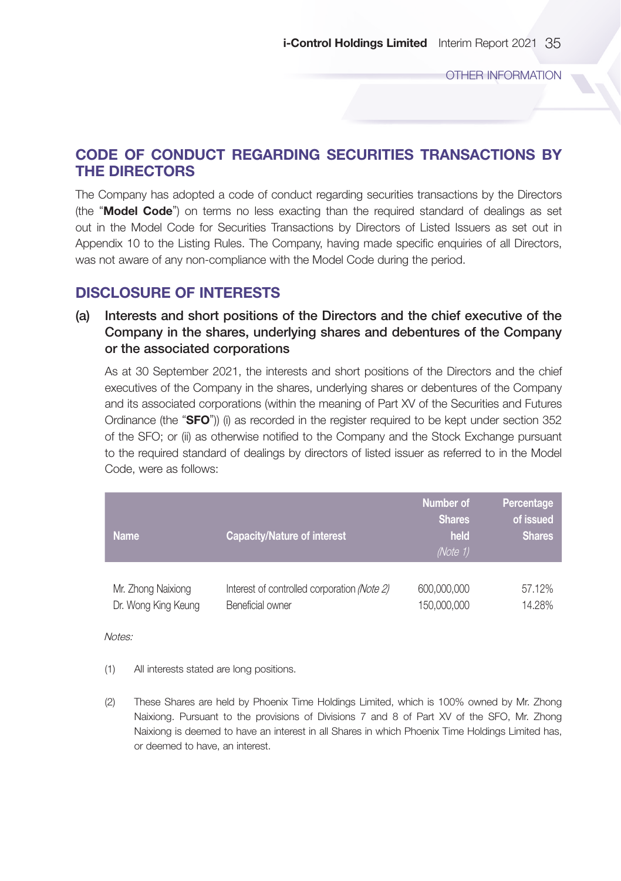## CODE OF CONDUCT REGARDING SECURITIES TRANSACTIONS BY THE DIRECTORS

The Company has adopted a code of conduct regarding securities transactions by the Directors (the "**Model Code**") on terms no less exacting than the required standard of dealings as set out in the Model Code for Securities Transactions by Directors of Listed Issuers as set out in Appendix 10 to the Listing Rules. The Company, having made specific enquiries of all Directors, was not aware of any non-compliance with the Model Code during the period.

## DISCLOSURE OF INTERESTS

### (a) Interests and short positions of the Directors and the chief executive of the Company in the shares, underlying shares and debentures of the Company or the associated corporations

As at 30 September 2021, the interests and short positions of the Directors and the chief executives of the Company in the shares, underlying shares or debentures of the Company and its associated corporations (within the meaning of Part XV of the Securities and Futures Ordinance (the "**SFO**")) (i) as recorded in the register required to be kept under section 352 of the SFO; or (ii) as otherwise notified to the Company and the Stock Exchange pursuant to the required standard of dealings by directors of listed issuer as referred to in the Model Code, were as follows:

| Name | Capacity/Nature of interest | Number of Shares held *(Note 1)* | Percentage of issued Shares |
|---|---|---|---|
| Mr. Zhong Naixiong | Interest of controlled corporation *(Note 2)* | 600,000,000 | 57.12% |
| Dr. Wong King Keung | Beneficial owner | 150,000,000 | 14.28% |

*Notes:*

(1) All interests stated are long positions.

(2) These Shares are held by Phoenix Time Holdings Limited, which is 100% owned by Mr. Zhong Naixiong. Pursuant to the provisions of Divisions 7 and 8 of Part XV of the SFO, Mr. Zhong Naixiong is deemed to have an interest in all Shares in which Phoenix Time Holdings Limited has, or deemed to have, an interest.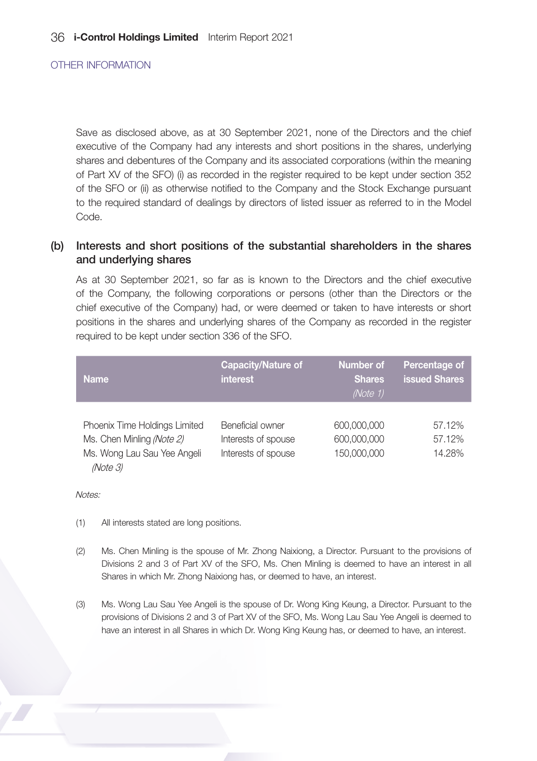OTHER INFORMATION

Save as disclosed above, as at 30 September 2021, none of the Directors and the chief executive of the Company had any interests and short positions in the shares, underlying shares and debentures of the Company and its associated corporations (within the meaning of Part XV of the SFO) (i) as recorded in the register required to be kept under section 352 of the SFO or (ii) as otherwise notified to the Company and the Stock Exchange pursuant to the required standard of dealings by directors of listed issuer as referred to in the Model Code.

## (b) Interests and short positions of the substantial shareholders in the shares and underlying shares

As at 30 September 2021, so far as is known to the Directors and the chief executive of the Company, the following corporations or persons (other than the Directors or the chief executive of the Company) had, or were deemed or taken to have interests or short positions in the shares and underlying shares of the Company as recorded in the register required to be kept under section 336 of the SFO.

| Name | Capacity/Nature of interest | Number of Shares *(Note 1)* | Percentage of issued Shares |
|---|---|---|---|
| Phoenix Time Holdings Limited | Beneficial owner | 600,000,000 | 57.12% |
| Ms. Chen Minling *(Note 2)* | Interests of spouse | 600,000,000 | 57.12% |
| Ms. Wong Lau Sau Yee Angeli *(Note 3)* | Interests of spouse | 150,000,000 | 14.28% |

*Notes:*

(1) All interests stated are long positions.

(2) Ms. Chen Minling is the spouse of Mr. Zhong Naixiong, a Director. Pursuant to the provisions of Divisions 2 and 3 of Part XV of the SFO, Ms. Chen Minling is deemed to have an interest in all Shares in which Mr. Zhong Naixiong has, or deemed to have, an interest.

(3) Ms. Wong Lau Sau Yee Angeli is the spouse of Dr. Wong King Keung, a Director. Pursuant to the provisions of Divisions 2 and 3 of Part XV of the SFO, Ms. Wong Lau Sau Yee Angeli is deemed to have an interest in all Shares in which Dr. Wong King Keung has, or deemed to have, an interest.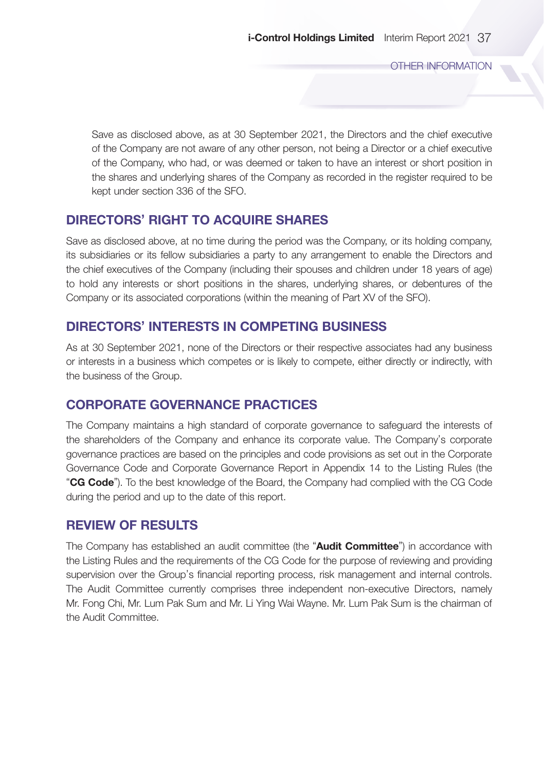Save as disclosed above, as at 30 September 2021, the Directors and the chief executive of the Company are not aware of any other person, not being a Director or a chief executive of the Company, who had, or was deemed or taken to have an interest or short position in the shares and underlying shares of the Company as recorded in the register required to be kept under section 336 of the SFO.

## DIRECTORS' RIGHT TO ACQUIRE SHARES

Save as disclosed above, at no time during the period was the Company, or its holding company, its subsidiaries or its fellow subsidiaries a party to any arrangement to enable the Directors and the chief executives of the Company (including their spouses and children under 18 years of age) to hold any interests or short positions in the shares, underlying shares, or debentures of the Company or its associated corporations (within the meaning of Part XV of the SFO).

## DIRECTORS' INTERESTS IN COMPETING BUSINESS

As at 30 September 2021, none of the Directors or their respective associates had any business or interests in a business which competes or is likely to compete, either directly or indirectly, with the business of the Group.

## CORPORATE GOVERNANCE PRACTICES

The Company maintains a high standard of corporate governance to safeguard the interests of the shareholders of the Company and enhance its corporate value. The Company's corporate governance practices are based on the principles and code provisions as set out in the Corporate Governance Code and Corporate Governance Report in Appendix 14 to the Listing Rules (the "**CG Code**"). To the best knowledge of the Board, the Company had complied with the CG Code during the period and up to the date of this report.

## REVIEW OF RESULTS

The Company has established an audit committee (the "**Audit Committee**") in accordance with the Listing Rules and the requirements of the CG Code for the purpose of reviewing and providing supervision over the Group's financial reporting process, risk management and internal controls. The Audit Committee currently comprises three independent non-executive Directors, namely Mr. Fong Chi, Mr. Lum Pak Sum and Mr. Li Ying Wai Wayne. Mr. Lum Pak Sum is the chairman of the Audit Committee.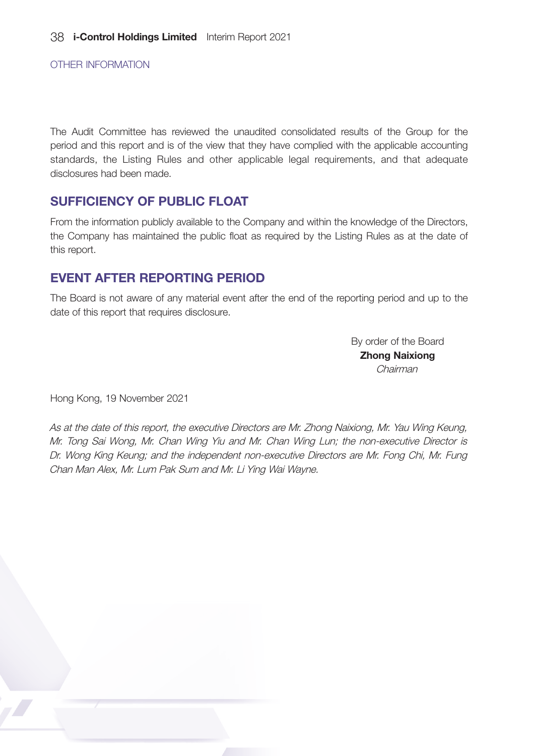OTHER INFORMATION

The Audit Committee has reviewed the unaudited consolidated results of the Group for the period and this report and is of the view that they have complied with the applicable accounting standards, the Listing Rules and other applicable legal requirements, and that adequate disclosures had been made.

## SUFFICIENCY OF PUBLIC FLOAT

From the information publicly available to the Company and within the knowledge of the Directors, the Company has maintained the public float as required by the Listing Rules as at the date of this report.

## EVENT AFTER REPORTING PERIOD

The Board is not aware of any material event after the end of the reporting period and up to the date of this report that requires disclosure.

By order of the Board
**Zhong Naixiong**
*Chairman*

Hong Kong, 19 November 2021

*As at the date of this report, the executive Directors are Mr. Zhong Naixiong, Mr. Yau Wing Keung, Mr. Tong Sai Wong, Mr. Chan Wing Yiu and Mr. Chan Wing Lun; the non-executive Director is Dr. Wong King Keung; and the independent non-executive Directors are Mr. Fong Chi, Mr. Fung Chan Man Alex, Mr. Lum Pak Sum and Mr. Li Ying Wai Wayne.*